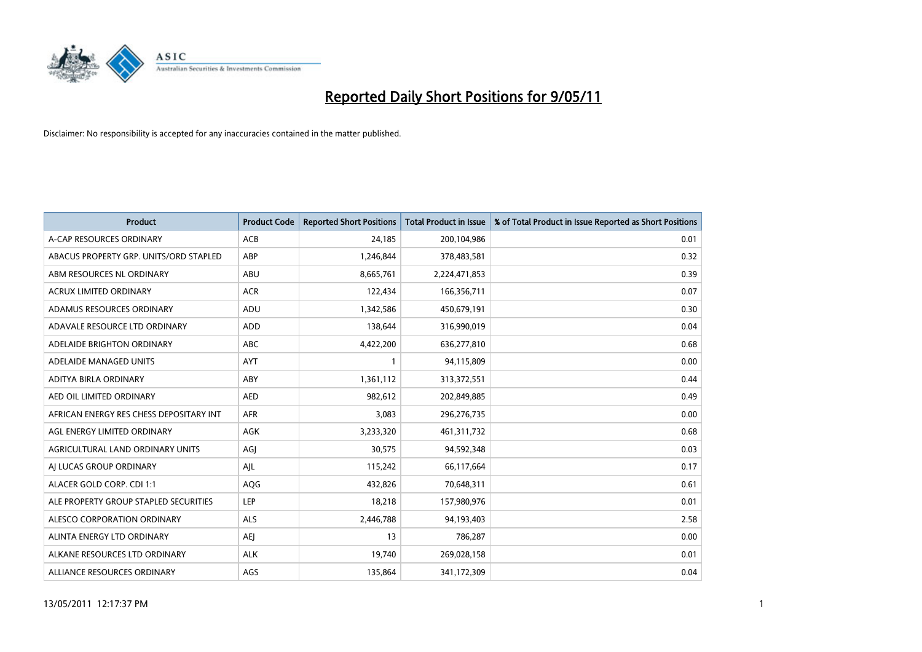# Reported Daily Short Positions for 9/05/11

Disclaimer: No responsibility is accepted for any inaccuracies contained in the matter published.

| Product | Product Code | Reported Short Positions | Total Product in Issue | % of Total Product in Issue Reported as Short Positions |
|---|---|---|---|---|
| A-CAP RESOURCES ORDINARY | ACB | 24,185 | 200,104,986 | 0.01 |
| ABACUS PROPERTY GRP. UNITS/ORD STAPLED | ABP | 1,246,844 | 378,483,581 | 0.32 |
| ABM RESOURCES NL ORDINARY | ABU | 8,665,761 | 2,224,471,853 | 0.39 |
| ACRUX LIMITED ORDINARY | ACR | 122,434 | 166,356,711 | 0.07 |
| ADAMUS RESOURCES ORDINARY | ADU | 1,342,586 | 450,679,191 | 0.30 |
| ADAVALE RESOURCE LTD ORDINARY | ADD | 138,644 | 316,990,019 | 0.04 |
| ADELAIDE BRIGHTON ORDINARY | ABC | 4,422,200 | 636,277,810 | 0.68 |
| ADELAIDE MANAGED UNITS | AYT | 1 | 94,115,809 | 0.00 |
| ADITYA BIRLA ORDINARY | ABY | 1,361,112 | 313,372,551 | 0.44 |
| AED OIL LIMITED ORDINARY | AED | 982,612 | 202,849,885 | 0.49 |
| AFRICAN ENERGY RES CHESS DEPOSITARY INT | AFR | 3,083 | 296,276,735 | 0.00 |
| AGL ENERGY LIMITED ORDINARY | AGK | 3,233,320 | 461,311,732 | 0.68 |
| AGRICULTURAL LAND ORDINARY UNITS | AGJ | 30,575 | 94,592,348 | 0.03 |
| AJ LUCAS GROUP ORDINARY | AJL | 115,242 | 66,117,664 | 0.17 |
| ALACER GOLD CORP. CDI 1:1 | AQG | 432,826 | 70,648,311 | 0.61 |
| ALE PROPERTY GROUP STAPLED SECURITIES | LEP | 18,218 | 157,980,976 | 0.01 |
| ALESCO CORPORATION ORDINARY | ALS | 2,446,788 | 94,193,403 | 2.58 |
| ALINTA ENERGY LTD ORDINARY | AEJ | 13 | 786,287 | 0.00 |
| ALKANE RESOURCES LTD ORDINARY | ALK | 19,740 | 269,028,158 | 0.01 |
| ALLIANCE RESOURCES ORDINARY | AGS | 135,864 | 341,172,309 | 0.04 |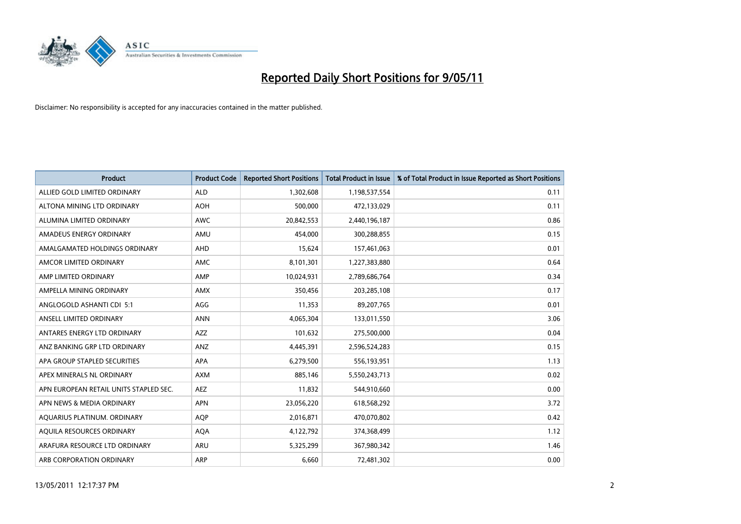# Reported Daily Short Positions for 9/05/11

Disclaimer: No responsibility is accepted for any inaccuracies contained in the matter published.

| Product | Product Code | Reported Short Positions | Total Product in Issue | % of Total Product in Issue Reported as Short Positions |
|---|---|---|---|---|
| ALLIED GOLD LIMITED ORDINARY | ALD | 1,302,608 | 1,198,537,554 | 0.11 |
| ALTONA MINING LTD ORDINARY | AOH | 500,000 | 472,133,029 | 0.11 |
| ALUMINA LIMITED ORDINARY | AWC | 20,842,553 | 2,440,196,187 | 0.86 |
| AMADEUS ENERGY ORDINARY | AMU | 454,000 | 300,288,855 | 0.15 |
| AMALGAMATED HOLDINGS ORDINARY | AHD | 15,624 | 157,461,063 | 0.01 |
| AMCOR LIMITED ORDINARY | AMC | 8,101,301 | 1,227,383,880 | 0.64 |
| AMP LIMITED ORDINARY | AMP | 10,024,931 | 2,789,686,764 | 0.34 |
| AMPELLA MINING ORDINARY | AMX | 350,456 | 203,285,108 | 0.17 |
| ANGLOGOLD ASHANTI CDI 5:1 | AGG | 11,353 | 89,207,765 | 0.01 |
| ANSELL LIMITED ORDINARY | ANN | 4,065,304 | 133,011,550 | 3.06 |
| ANTARES ENERGY LTD ORDINARY | AZZ | 101,632 | 275,500,000 | 0.04 |
| ANZ BANKING GRP LTD ORDINARY | ANZ | 4,445,391 | 2,596,524,283 | 0.15 |
| APA GROUP STAPLED SECURITIES | APA | 6,279,500 | 556,193,951 | 1.13 |
| APEX MINERALS NL ORDINARY | AXM | 885,146 | 5,550,243,713 | 0.02 |
| APN EUROPEAN RETAIL UNITS STAPLED SEC. | AEZ | 11,832 | 544,910,660 | 0.00 |
| APN NEWS & MEDIA ORDINARY | APN | 23,056,220 | 618,568,292 | 3.72 |
| AQUARIUS PLATINUM. ORDINARY | AQP | 2,016,871 | 470,070,802 | 0.42 |
| AQUILA RESOURCES ORDINARY | AQA | 4,122,792 | 374,368,499 | 1.12 |
| ARAFURA RESOURCE LTD ORDINARY | ARU | 5,325,299 | 367,980,342 | 1.46 |
| ARB CORPORATION ORDINARY | ARP | 6,660 | 72,481,302 | 0.00 |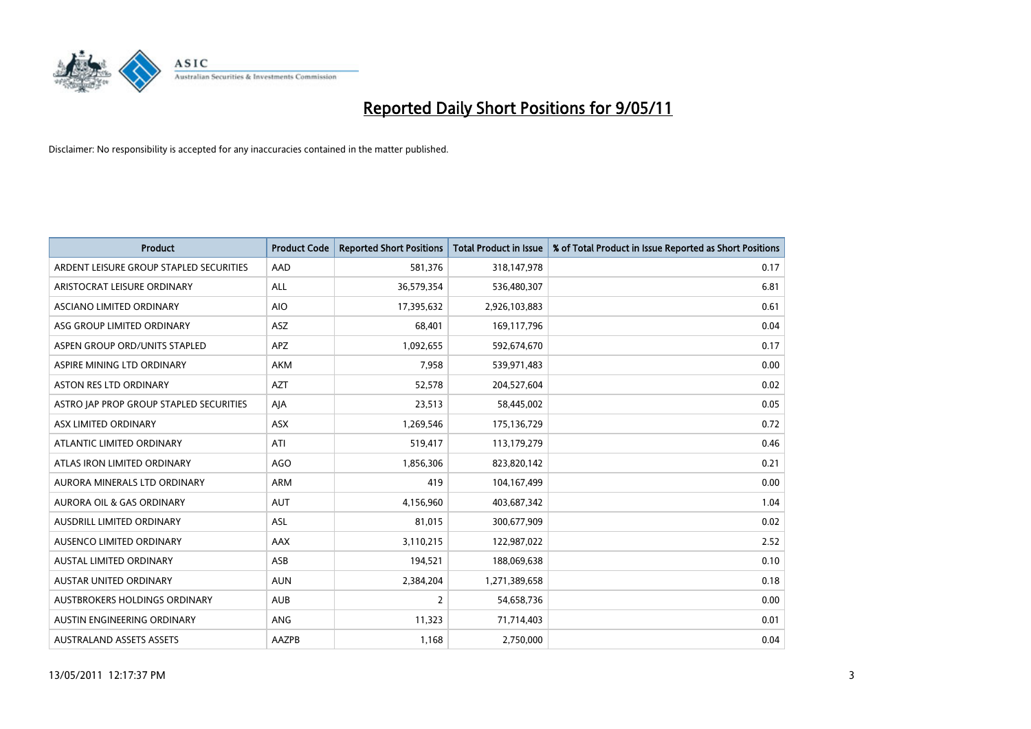# Reported Daily Short Positions for 9/05/11

Disclaimer: No responsibility is accepted for any inaccuracies contained in the matter published.

| Product | Product Code | Reported Short Positions | Total Product in Issue | % of Total Product in Issue Reported as Short Positions |
|---|---|---|---|---|
| ARDENT LEISURE GROUP STAPLED SECURITIES | AAD | 581,376 | 318,147,978 | 0.17 |
| ARISTOCRAT LEISURE ORDINARY | ALL | 36,579,354 | 536,480,307 | 6.81 |
| ASCIANO LIMITED ORDINARY | AIO | 17,395,632 | 2,926,103,883 | 0.61 |
| ASG GROUP LIMITED ORDINARY | ASZ | 68,401 | 169,117,796 | 0.04 |
| ASPEN GROUP ORD/UNITS STAPLED | APZ | 1,092,655 | 592,674,670 | 0.17 |
| ASPIRE MINING LTD ORDINARY | AKM | 7,958 | 539,971,483 | 0.00 |
| ASTON RES LTD ORDINARY | AZT | 52,578 | 204,527,604 | 0.02 |
| ASTRO JAP PROP GROUP STAPLED SECURITIES | AJA | 23,513 | 58,445,002 | 0.05 |
| ASX LIMITED ORDINARY | ASX | 1,269,546 | 175,136,729 | 0.72 |
| ATLANTIC LIMITED ORDINARY | ATI | 519,417 | 113,179,279 | 0.46 |
| ATLAS IRON LIMITED ORDINARY | AGO | 1,856,306 | 823,820,142 | 0.21 |
| AURORA MINERALS LTD ORDINARY | ARM | 419 | 104,167,499 | 0.00 |
| AURORA OIL & GAS ORDINARY | AUT | 4,156,960 | 403,687,342 | 1.04 |
| AUSDRILL LIMITED ORDINARY | ASL | 81,015 | 300,677,909 | 0.02 |
| AUSENCO LIMITED ORDINARY | AAX | 3,110,215 | 122,987,022 | 2.52 |
| AUSTAL LIMITED ORDINARY | ASB | 194,521 | 188,069,638 | 0.10 |
| AUSTAR UNITED ORDINARY | AUN | 2,384,204 | 1,271,389,658 | 0.18 |
| AUSTBROKERS HOLDINGS ORDINARY | AUB | 2 | 54,658,736 | 0.00 |
| AUSTIN ENGINEERING ORDINARY | ANG | 11,323 | 71,714,403 | 0.01 |
| AUSTRALAND ASSETS ASSETS | AAZPB | 1,168 | 2,750,000 | 0.04 |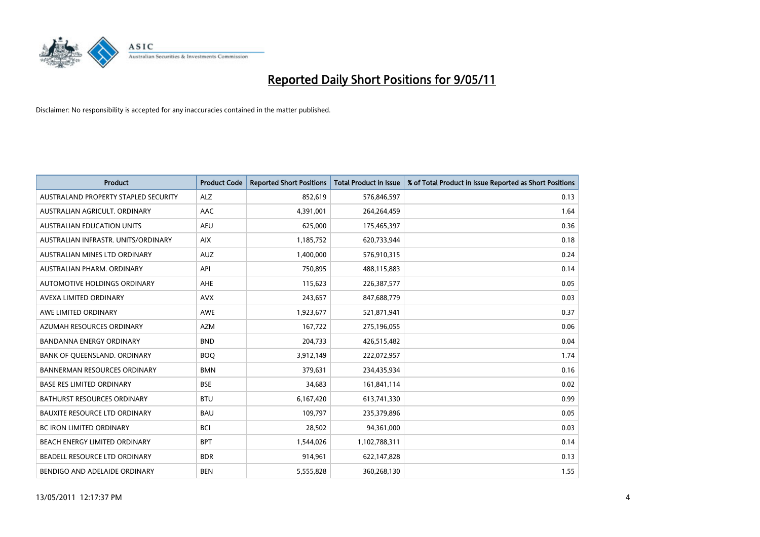# Reported Daily Short Positions for 9/05/11

Disclaimer: No responsibility is accepted for any inaccuracies contained in the matter published.

| Product | Product Code | Reported Short Positions | Total Product in Issue | % of Total Product in Issue Reported as Short Positions |
|---|---|---|---|---|
| AUSTRALAND PROPERTY STAPLED SECURITY | ALZ | 852,619 | 576,846,597 | 0.13 |
| AUSTRALIAN AGRICULT. ORDINARY | AAC | 4,391,001 | 264,264,459 | 1.64 |
| AUSTRALIAN EDUCATION UNITS | AEU | 625,000 | 175,465,397 | 0.36 |
| AUSTRALIAN INFRASTR. UNITS/ORDINARY | AIX | 1,185,752 | 620,733,944 | 0.18 |
| AUSTRALIAN MINES LTD ORDINARY | AUZ | 1,400,000 | 576,910,315 | 0.24 |
| AUSTRALIAN PHARM. ORDINARY | API | 750,895 | 488,115,883 | 0.14 |
| AUTOMOTIVE HOLDINGS ORDINARY | AHE | 115,623 | 226,387,577 | 0.05 |
| AVEXA LIMITED ORDINARY | AVX | 243,657 | 847,688,779 | 0.03 |
| AWE LIMITED ORDINARY | AWE | 1,923,677 | 521,871,941 | 0.37 |
| AZUMAH RESOURCES ORDINARY | AZM | 167,722 | 275,196,055 | 0.06 |
| BANDANNA ENERGY ORDINARY | BND | 204,733 | 426,515,482 | 0.04 |
| BANK OF QUEENSLAND. ORDINARY | BOQ | 3,912,149 | 222,072,957 | 1.74 |
| BANNERMAN RESOURCES ORDINARY | BMN | 379,631 | 234,435,934 | 0.16 |
| BASE RES LIMITED ORDINARY | BSE | 34,683 | 161,841,114 | 0.02 |
| BATHURST RESOURCES ORDINARY | BTU | 6,167,420 | 613,741,330 | 0.99 |
| BAUXITE RESOURCE LTD ORDINARY | BAU | 109,797 | 235,379,896 | 0.05 |
| BC IRON LIMITED ORDINARY | BCI | 28,502 | 94,361,000 | 0.03 |
| BEACH ENERGY LIMITED ORDINARY | BPT | 1,544,026 | 1,102,788,311 | 0.14 |
| BEADELL RESOURCE LTD ORDINARY | BDR | 914,961 | 622,147,828 | 0.13 |
| BENDIGO AND ADELAIDE ORDINARY | BEN | 5,555,828 | 360,268,130 | 1.55 |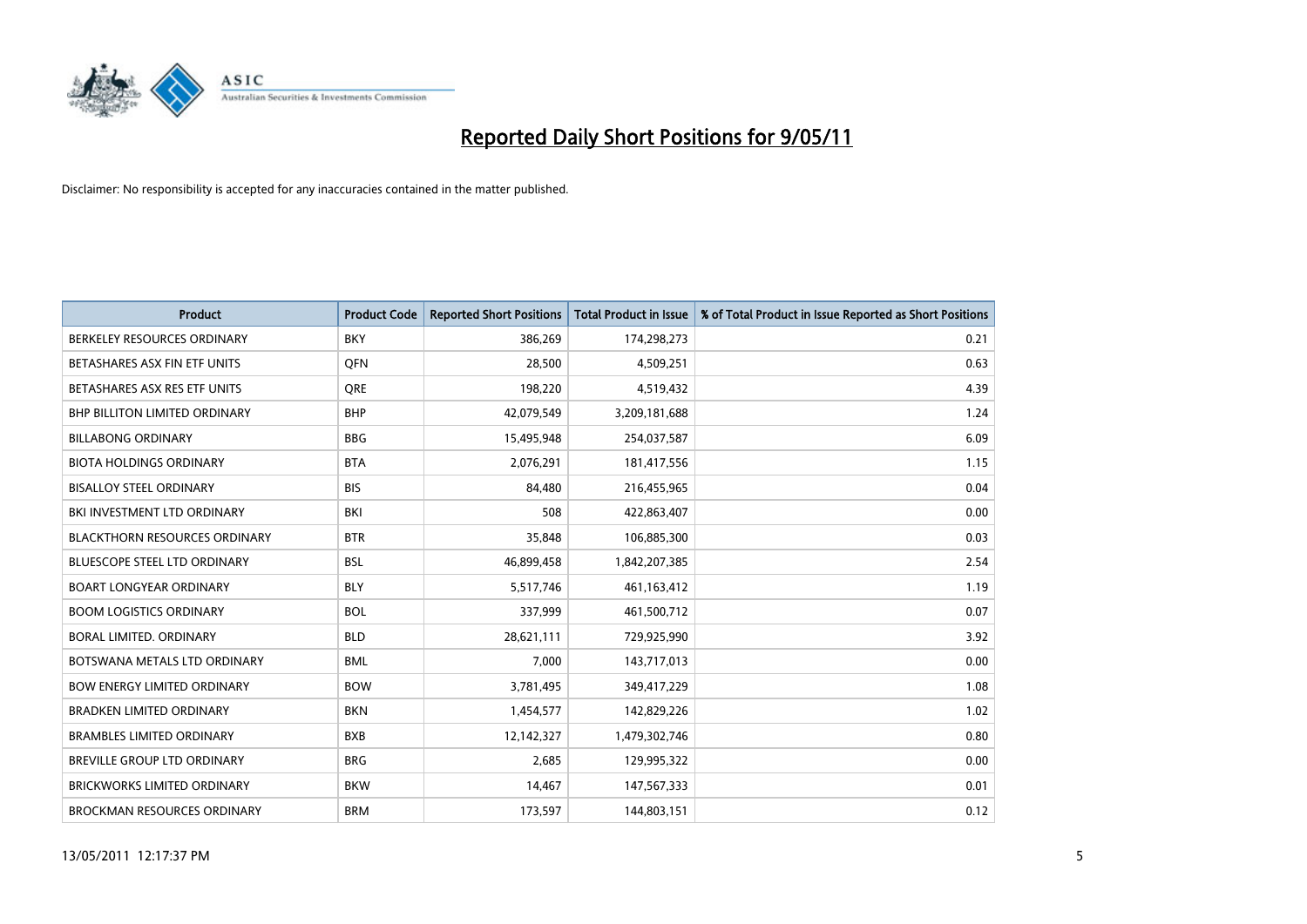# Reported Daily Short Positions for 9/05/11

Disclaimer: No responsibility is accepted for any inaccuracies contained in the matter published.

| Product | Product Code | Reported Short Positions | Total Product in Issue | % of Total Product in Issue Reported as Short Positions |
|---|---|---|---|---|
| BERKELEY RESOURCES ORDINARY | BKY | 386,269 | 174,298,273 | 0.21 |
| BETASHARES ASX FIN ETF UNITS | QFN | 28,500 | 4,509,251 | 0.63 |
| BETASHARES ASX RES ETF UNITS | QRE | 198,220 | 4,519,432 | 4.39 |
| BHP BILLITON LIMITED ORDINARY | BHP | 42,079,549 | 3,209,181,688 | 1.24 |
| BILLABONG ORDINARY | BBG | 15,495,948 | 254,037,587 | 6.09 |
| BIOTA HOLDINGS ORDINARY | BTA | 2,076,291 | 181,417,556 | 1.15 |
| BISALLOY STEEL ORDINARY | BIS | 84,480 | 216,455,965 | 0.04 |
| BKI INVESTMENT LTD ORDINARY | BKI | 508 | 422,863,407 | 0.00 |
| BLACKTHORN RESOURCES ORDINARY | BTR | 35,848 | 106,885,300 | 0.03 |
| BLUESCOPE STEEL LTD ORDINARY | BSL | 46,899,458 | 1,842,207,385 | 2.54 |
| BOART LONGYEAR ORDINARY | BLY | 5,517,746 | 461,163,412 | 1.19 |
| BOOM LOGISTICS ORDINARY | BOL | 337,999 | 461,500,712 | 0.07 |
| BORAL LIMITED. ORDINARY | BLD | 28,621,111 | 729,925,990 | 3.92 |
| BOTSWANA METALS LTD ORDINARY | BML | 7,000 | 143,717,013 | 0.00 |
| BOW ENERGY LIMITED ORDINARY | BOW | 3,781,495 | 349,417,229 | 1.08 |
| BRADKEN LIMITED ORDINARY | BKN | 1,454,577 | 142,829,226 | 1.02 |
| BRAMBLES LIMITED ORDINARY | BXB | 12,142,327 | 1,479,302,746 | 0.80 |
| BREVILLE GROUP LTD ORDINARY | BRG | 2,685 | 129,995,322 | 0.00 |
| BRICKWORKS LIMITED ORDINARY | BKW | 14,467 | 147,567,333 | 0.01 |
| BROCKMAN RESOURCES ORDINARY | BRM | 173,597 | 144,803,151 | 0.12 |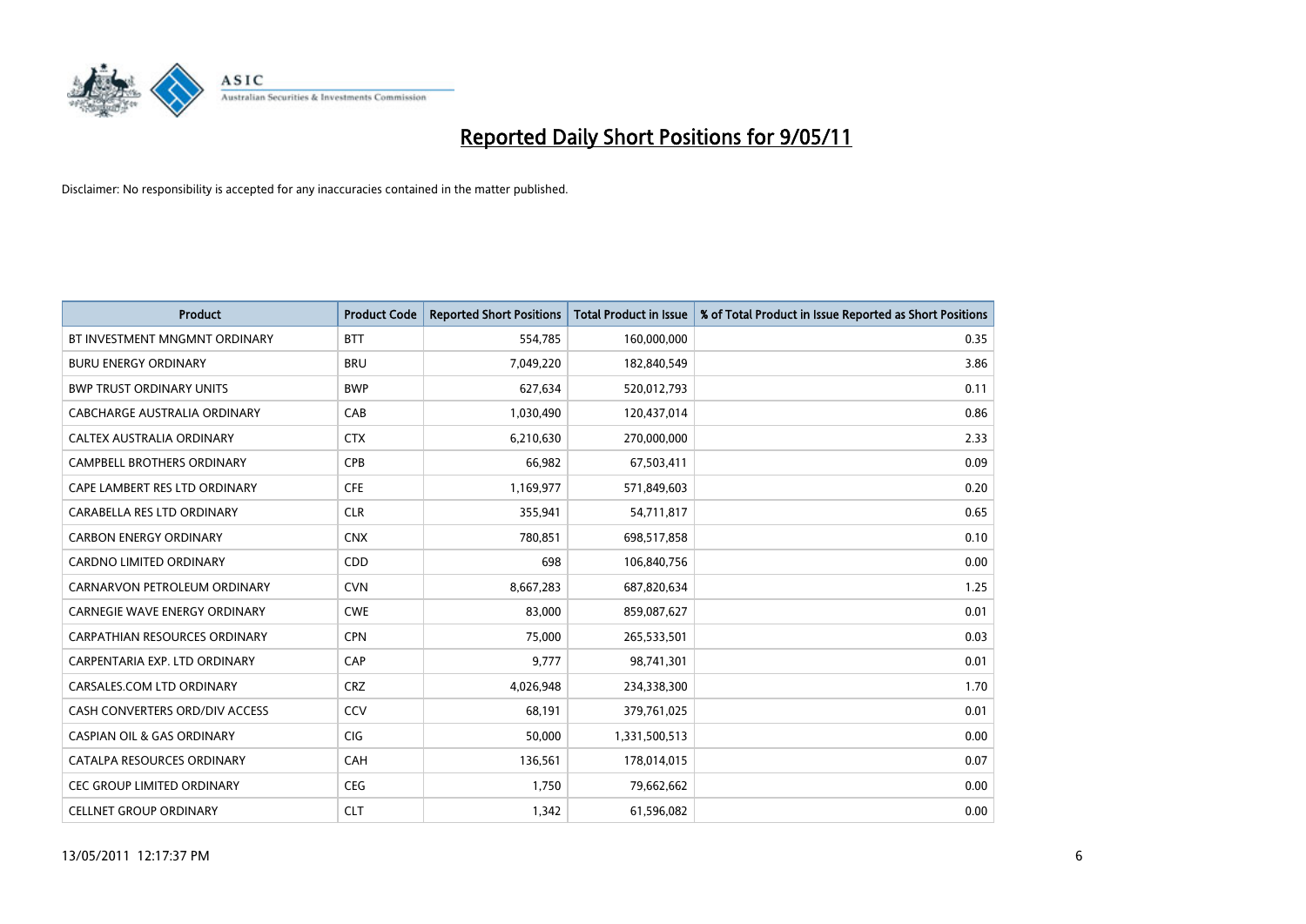# Reported Daily Short Positions for 9/05/11

Disclaimer: No responsibility is accepted for any inaccuracies contained in the matter published.

| Product | Product Code | Reported Short Positions | Total Product in Issue | % of Total Product in Issue Reported as Short Positions |
|---|---|---|---|---|
| BT INVESTMENT MNGMNT ORDINARY | BTT | 554,785 | 160,000,000 | 0.35 |
| BURU ENERGY ORDINARY | BRU | 7,049,220 | 182,840,549 | 3.86 |
| BWP TRUST ORDINARY UNITS | BWP | 627,634 | 520,012,793 | 0.11 |
| CABCHARGE AUSTRALIA ORDINARY | CAB | 1,030,490 | 120,437,014 | 0.86 |
| CALTEX AUSTRALIA ORDINARY | CTX | 6,210,630 | 270,000,000 | 2.33 |
| CAMPBELL BROTHERS ORDINARY | CPB | 66,982 | 67,503,411 | 0.09 |
| CAPE LAMBERT RES LTD ORDINARY | CFE | 1,169,977 | 571,849,603 | 0.20 |
| CARABELLA RES LTD ORDINARY | CLR | 355,941 | 54,711,817 | 0.65 |
| CARBON ENERGY ORDINARY | CNX | 780,851 | 698,517,858 | 0.10 |
| CARDNO LIMITED ORDINARY | CDD | 698 | 106,840,756 | 0.00 |
| CARNARVON PETROLEUM ORDINARY | CVN | 8,667,283 | 687,820,634 | 1.25 |
| CARNEGIE WAVE ENERGY ORDINARY | CWE | 83,000 | 859,087,627 | 0.01 |
| CARPATHIAN RESOURCES ORDINARY | CPN | 75,000 | 265,533,501 | 0.03 |
| CARPENTARIA EXP. LTD ORDINARY | CAP | 9,777 | 98,741,301 | 0.01 |
| CARSALES.COM LTD ORDINARY | CRZ | 4,026,948 | 234,338,300 | 1.70 |
| CASH CONVERTERS ORD/DIV ACCESS | CCV | 68,191 | 379,761,025 | 0.01 |
| CASPIAN OIL & GAS ORDINARY | CIG | 50,000 | 1,331,500,513 | 0.00 |
| CATALPA RESOURCES ORDINARY | CAH | 136,561 | 178,014,015 | 0.07 |
| CEC GROUP LIMITED ORDINARY | CEG | 1,750 | 79,662,662 | 0.00 |
| CELLNET GROUP ORDINARY | CLT | 1,342 | 61,596,082 | 0.00 |

13/05/2011 12:17:37 PM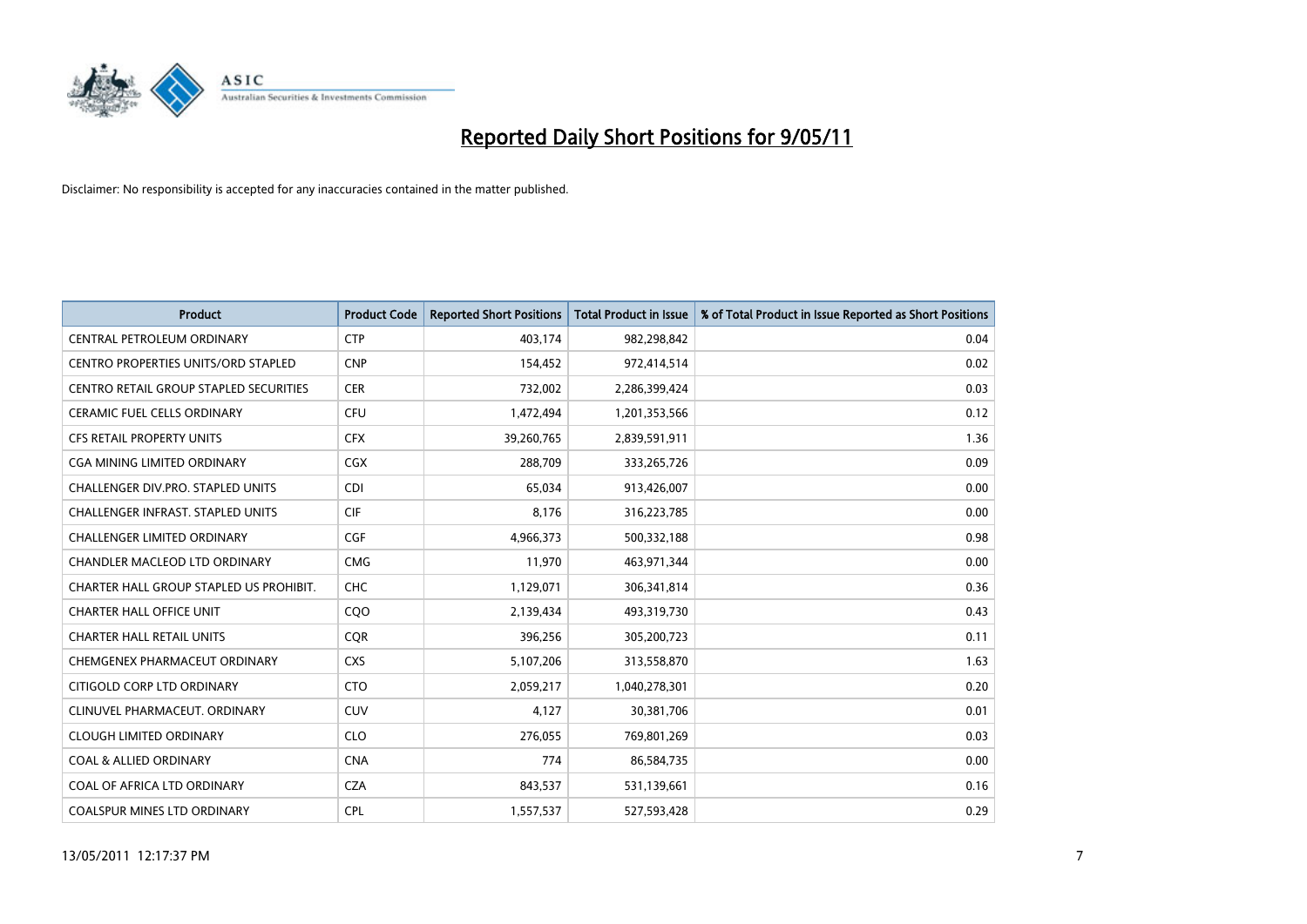# Reported Daily Short Positions for 9/05/11

Disclaimer: No responsibility is accepted for any inaccuracies contained in the matter published.

| Product | Product Code | Reported Short Positions | Total Product in Issue | % of Total Product in Issue Reported as Short Positions |
|---|---|---|---|---|
| CENTRAL PETROLEUM ORDINARY | CTP | 403,174 | 982,298,842 | 0.04 |
| CENTRO PROPERTIES UNITS/ORD STAPLED | CNP | 154,452 | 972,414,514 | 0.02 |
| CENTRO RETAIL GROUP STAPLED SECURITIES | CER | 732,002 | 2,286,399,424 | 0.03 |
| CERAMIC FUEL CELLS ORDINARY | CFU | 1,472,494 | 1,201,353,566 | 0.12 |
| CFS RETAIL PROPERTY UNITS | CFX | 39,260,765 | 2,839,591,911 | 1.36 |
| CGA MINING LIMITED ORDINARY | CGX | 288,709 | 333,265,726 | 0.09 |
| CHALLENGER DIV.PRO. STAPLED UNITS | CDI | 65,034 | 913,426,007 | 0.00 |
| CHALLENGER INFRAST. STAPLED UNITS | CIF | 8,176 | 316,223,785 | 0.00 |
| CHALLENGER LIMITED ORDINARY | CGF | 4,966,373 | 500,332,188 | 0.98 |
| CHANDLER MACLEOD LTD ORDINARY | CMG | 11,970 | 463,971,344 | 0.00 |
| CHARTER HALL GROUP STAPLED US PROHIBIT. | CHC | 1,129,071 | 306,341,814 | 0.36 |
| CHARTER HALL OFFICE UNIT | CQO | 2,139,434 | 493,319,730 | 0.43 |
| CHARTER HALL RETAIL UNITS | CQR | 396,256 | 305,200,723 | 0.11 |
| CHEMGENEX PHARMACEUT ORDINARY | CXS | 5,107,206 | 313,558,870 | 1.63 |
| CITIGOLD CORP LTD ORDINARY | CTO | 2,059,217 | 1,040,278,301 | 0.20 |
| CLINUVEL PHARMACEUT. ORDINARY | CUV | 4,127 | 30,381,706 | 0.01 |
| CLOUGH LIMITED ORDINARY | CLO | 276,055 | 769,801,269 | 0.03 |
| COAL & ALLIED ORDINARY | CNA | 774 | 86,584,735 | 0.00 |
| COAL OF AFRICA LTD ORDINARY | CZA | 843,537 | 531,139,661 | 0.16 |
| COALSPUR MINES LTD ORDINARY | CPL | 1,557,537 | 527,593,428 | 0.29 |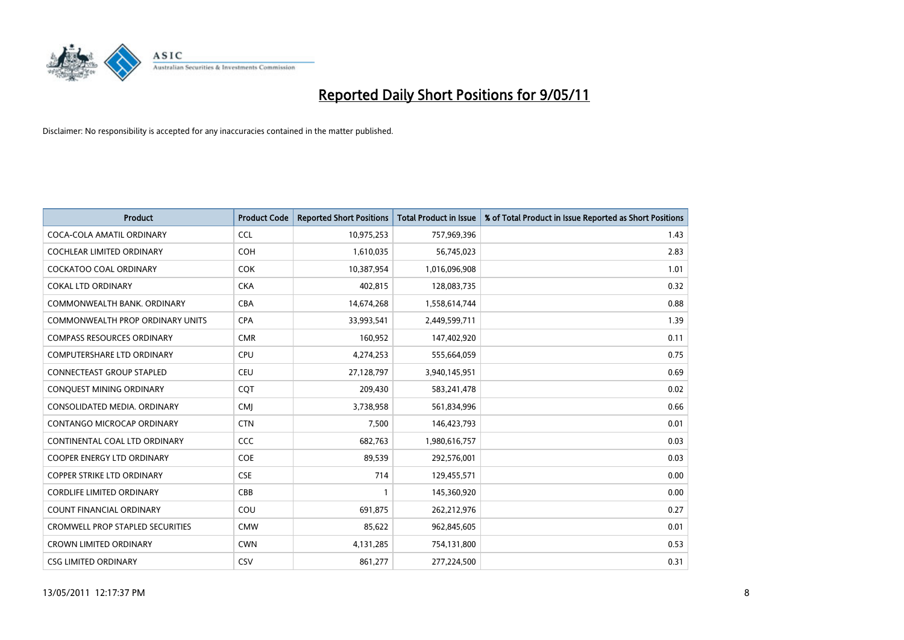# Reported Daily Short Positions for 9/05/11

Disclaimer: No responsibility is accepted for any inaccuracies contained in the matter published.

| Product | Product Code | Reported Short Positions | Total Product in Issue | % of Total Product in Issue Reported as Short Positions |
|---|---|---|---|---|
| COCA-COLA AMATIL ORDINARY | CCL | 10,975,253 | 757,969,396 | 1.43 |
| COCHLEAR LIMITED ORDINARY | COH | 1,610,035 | 56,745,023 | 2.83 |
| COCKATOO COAL ORDINARY | COK | 10,387,954 | 1,016,096,908 | 1.01 |
| COKAL LTD ORDINARY | CKA | 402,815 | 128,083,735 | 0.32 |
| COMMONWEALTH BANK. ORDINARY | CBA | 14,674,268 | 1,558,614,744 | 0.88 |
| COMMONWEALTH PROP ORDINARY UNITS | CPA | 33,993,541 | 2,449,599,711 | 1.39 |
| COMPASS RESOURCES ORDINARY | CMR | 160,952 | 147,402,920 | 0.11 |
| COMPUTERSHARE LTD ORDINARY | CPU | 4,274,253 | 555,664,059 | 0.75 |
| CONNECTEAST GROUP STAPLED | CEU | 27,128,797 | 3,940,145,951 | 0.69 |
| CONQUEST MINING ORDINARY | CQT | 209,430 | 583,241,478 | 0.02 |
| CONSOLIDATED MEDIA. ORDINARY | CMJ | 3,738,958 | 561,834,996 | 0.66 |
| CONTANGO MICROCAP ORDINARY | CTN | 7,500 | 146,423,793 | 0.01 |
| CONTINENTAL COAL LTD ORDINARY | CCC | 682,763 | 1,980,616,757 | 0.03 |
| COOPER ENERGY LTD ORDINARY | COE | 89,539 | 292,576,001 | 0.03 |
| COPPER STRIKE LTD ORDINARY | CSE | 714 | 129,455,571 | 0.00 |
| CORDLIFE LIMITED ORDINARY | CBB | 1 | 145,360,920 | 0.00 |
| COUNT FINANCIAL ORDINARY | COU | 691,875 | 262,212,976 | 0.27 |
| CROMWELL PROP STAPLED SECURITIES | CMW | 85,622 | 962,845,605 | 0.01 |
| CROWN LIMITED ORDINARY | CWN | 4,131,285 | 754,131,800 | 0.53 |
| CSG LIMITED ORDINARY | CSV | 861,277 | 277,224,500 | 0.31 |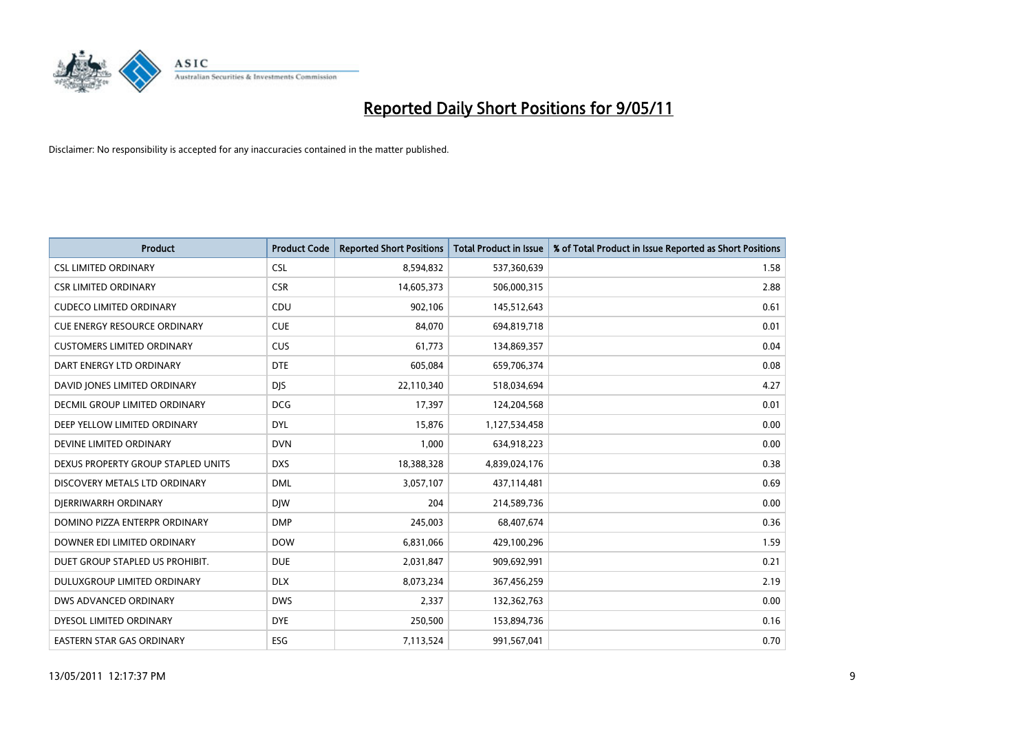# Reported Daily Short Positions for 9/05/11

Disclaimer: No responsibility is accepted for any inaccuracies contained in the matter published.

| Product | Product Code | Reported Short Positions | Total Product in Issue | % of Total Product in Issue Reported as Short Positions |
|---|---|---|---|---|
| CSL LIMITED ORDINARY | CSL | 8,594,832 | 537,360,639 | 1.58 |
| CSR LIMITED ORDINARY | CSR | 14,605,373 | 506,000,315 | 2.88 |
| CUDECO LIMITED ORDINARY | CDU | 902,106 | 145,512,643 | 0.61 |
| CUE ENERGY RESOURCE ORDINARY | CUE | 84,070 | 694,819,718 | 0.01 |
| CUSTOMERS LIMITED ORDINARY | CUS | 61,773 | 134,869,357 | 0.04 |
| DART ENERGY LTD ORDINARY | DTE | 605,084 | 659,706,374 | 0.08 |
| DAVID JONES LIMITED ORDINARY | DJS | 22,110,340 | 518,034,694 | 4.27 |
| DECMIL GROUP LIMITED ORDINARY | DCG | 17,397 | 124,204,568 | 0.01 |
| DEEP YELLOW LIMITED ORDINARY | DYL | 15,876 | 1,127,534,458 | 0.00 |
| DEVINE LIMITED ORDINARY | DVN | 1,000 | 634,918,223 | 0.00 |
| DEXUS PROPERTY GROUP STAPLED UNITS | DXS | 18,388,328 | 4,839,024,176 | 0.38 |
| DISCOVERY METALS LTD ORDINARY | DML | 3,057,107 | 437,114,481 | 0.69 |
| DJERRIWARRH ORDINARY | DJW | 204 | 214,589,736 | 0.00 |
| DOMINO PIZZA ENTERPR ORDINARY | DMP | 245,003 | 68,407,674 | 0.36 |
| DOWNER EDI LIMITED ORDINARY | DOW | 6,831,066 | 429,100,296 | 1.59 |
| DUET GROUP STAPLED US PROHIBIT. | DUE | 2,031,847 | 909,692,991 | 0.21 |
| DULUXGROUP LIMITED ORDINARY | DLX | 8,073,234 | 367,456,259 | 2.19 |
| DWS ADVANCED ORDINARY | DWS | 2,337 | 132,362,763 | 0.00 |
| DYESOL LIMITED ORDINARY | DYE | 250,500 | 153,894,736 | 0.16 |
| EASTERN STAR GAS ORDINARY | ESG | 7,113,524 | 991,567,041 | 0.70 |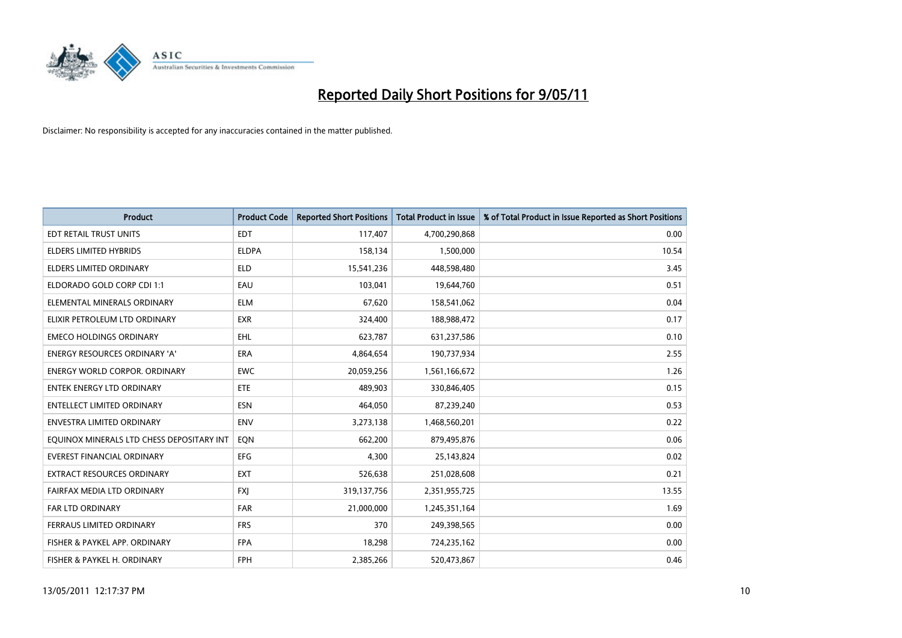# Reported Daily Short Positions for 9/05/11

Disclaimer: No responsibility is accepted for any inaccuracies contained in the matter published.

| Product | Product Code | Reported Short Positions | Total Product in Issue | % of Total Product in Issue Reported as Short Positions |
|---|---|---|---|---|
| EDT RETAIL TRUST UNITS | EDT | 117,407 | 4,700,290,868 | 0.00 |
| ELDERS LIMITED HYBRIDS | ELDPA | 158,134 | 1,500,000 | 10.54 |
| ELDERS LIMITED ORDINARY | ELD | 15,541,236 | 448,598,480 | 3.45 |
| ELDORADO GOLD CORP CDI 1:1 | EAU | 103,041 | 19,644,760 | 0.51 |
| ELEMENTAL MINERALS ORDINARY | ELM | 67,620 | 158,541,062 | 0.04 |
| ELIXIR PETROLEUM LTD ORDINARY | EXR | 324,400 | 188,988,472 | 0.17 |
| EMECO HOLDINGS ORDINARY | EHL | 623,787 | 631,237,586 | 0.10 |
| ENERGY RESOURCES ORDINARY 'A' | ERA | 4,864,654 | 190,737,934 | 2.55 |
| ENERGY WORLD CORPOR. ORDINARY | EWC | 20,059,256 | 1,561,166,672 | 1.26 |
| ENTEK ENERGY LTD ORDINARY | ETE | 489,903 | 330,846,405 | 0.15 |
| ENTELLECT LIMITED ORDINARY | ESN | 464,050 | 87,239,240 | 0.53 |
| ENVESTRA LIMITED ORDINARY | ENV | 3,273,138 | 1,468,560,201 | 0.22 |
| EQUINOX MINERALS LTD CHESS DEPOSITARY INT | EQN | 662,200 | 879,495,876 | 0.06 |
| EVEREST FINANCIAL ORDINARY | EFG | 4,300 | 25,143,824 | 0.02 |
| EXTRACT RESOURCES ORDINARY | EXT | 526,638 | 251,028,608 | 0.21 |
| FAIRFAX MEDIA LTD ORDINARY | FXJ | 319,137,756 | 2,351,955,725 | 13.55 |
| FAR LTD ORDINARY | FAR | 21,000,000 | 1,245,351,164 | 1.69 |
| FERRAUS LIMITED ORDINARY | FRS | 370 | 249,398,565 | 0.00 |
| FISHER & PAYKEL APP. ORDINARY | FPA | 18,298 | 724,235,162 | 0.00 |
| FISHER & PAYKEL H. ORDINARY | FPH | 2,385,266 | 520,473,867 | 0.46 |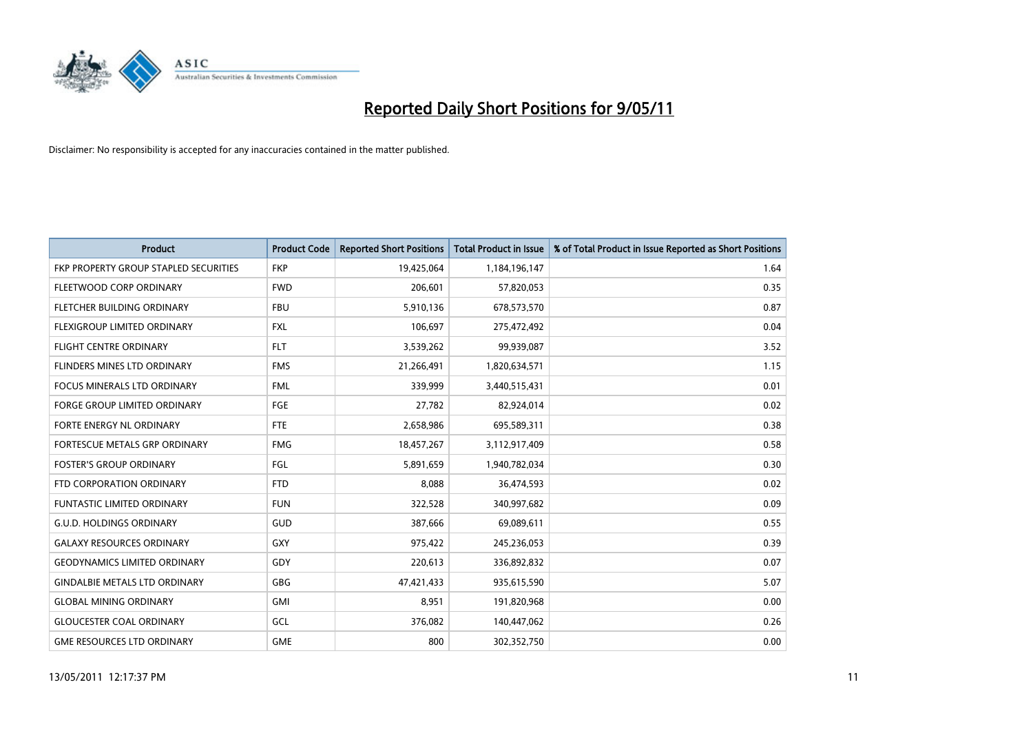# Reported Daily Short Positions for 9/05/11

Disclaimer: No responsibility is accepted for any inaccuracies contained in the matter published.

| Product | Product Code | Reported Short Positions | Total Product in Issue | % of Total Product in Issue Reported as Short Positions |
|---|---|---|---|---|
| FKP PROPERTY GROUP STAPLED SECURITIES | FKP | 19,425,064 | 1,184,196,147 | 1.64 |
| FLEETWOOD CORP ORDINARY | FWD | 206,601 | 57,820,053 | 0.35 |
| FLETCHER BUILDING ORDINARY | FBU | 5,910,136 | 678,573,570 | 0.87 |
| FLEXIGROUP LIMITED ORDINARY | FXL | 106,697 | 275,472,492 | 0.04 |
| FLIGHT CENTRE ORDINARY | FLT | 3,539,262 | 99,939,087 | 3.52 |
| FLINDERS MINES LTD ORDINARY | FMS | 21,266,491 | 1,820,634,571 | 1.15 |
| FOCUS MINERALS LTD ORDINARY | FML | 339,999 | 3,440,515,431 | 0.01 |
| FORGE GROUP LIMITED ORDINARY | FGE | 27,782 | 82,924,014 | 0.02 |
| FORTE ENERGY NL ORDINARY | FTE | 2,658,986 | 695,589,311 | 0.38 |
| FORTESCUE METALS GRP ORDINARY | FMG | 18,457,267 | 3,112,917,409 | 0.58 |
| FOSTER'S GROUP ORDINARY | FGL | 5,891,659 | 1,940,782,034 | 0.30 |
| FTD CORPORATION ORDINARY | FTD | 8,088 | 36,474,593 | 0.02 |
| FUNTASTIC LIMITED ORDINARY | FUN | 322,528 | 340,997,682 | 0.09 |
| G.U.D. HOLDINGS ORDINARY | GUD | 387,666 | 69,089,611 | 0.55 |
| GALAXY RESOURCES ORDINARY | GXY | 975,422 | 245,236,053 | 0.39 |
| GEODYNAMICS LIMITED ORDINARY | GDY | 220,613 | 336,892,832 | 0.07 |
| GINDALBIE METALS LTD ORDINARY | GBG | 47,421,433 | 935,615,590 | 5.07 |
| GLOBAL MINING ORDINARY | GMI | 8,951 | 191,820,968 | 0.00 |
| GLOUCESTER COAL ORDINARY | GCL | 376,082 | 140,447,062 | 0.26 |
| GME RESOURCES LTD ORDINARY | GME | 800 | 302,352,750 | 0.00 |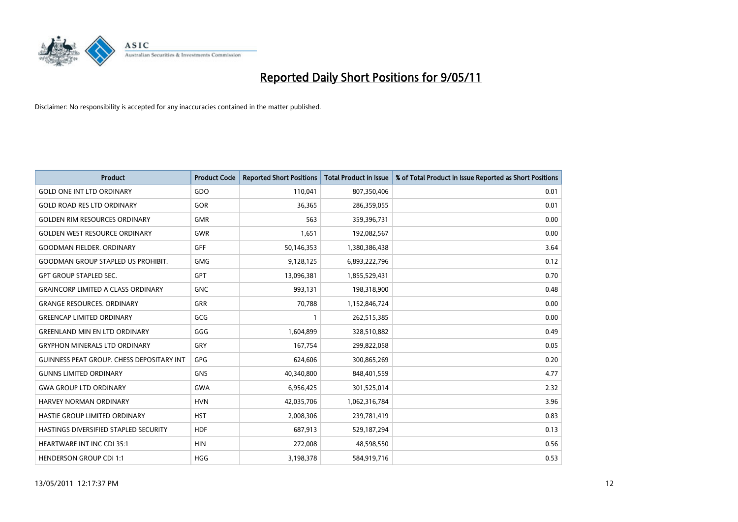# Reported Daily Short Positions for 9/05/11

Disclaimer: No responsibility is accepted for any inaccuracies contained in the matter published.

| Product | Product Code | Reported Short Positions | Total Product in Issue | % of Total Product in Issue Reported as Short Positions |
|---|---|---|---|---|
| GOLD ONE INT LTD ORDINARY | GDO | 110,041 | 807,350,406 | 0.01 |
| GOLD ROAD RES LTD ORDINARY | GOR | 36,365 | 286,359,055 | 0.01 |
| GOLDEN RIM RESOURCES ORDINARY | GMR | 563 | 359,396,731 | 0.00 |
| GOLDEN WEST RESOURCE ORDINARY | GWR | 1,651 | 192,082,567 | 0.00 |
| GOODMAN FIELDER. ORDINARY | GFF | 50,146,353 | 1,380,386,438 | 3.64 |
| GOODMAN GROUP STAPLED US PROHIBIT. | GMG | 9,128,125 | 6,893,222,796 | 0.12 |
| GPT GROUP STAPLED SEC. | GPT | 13,096,381 | 1,855,529,431 | 0.70 |
| GRAINCORP LIMITED A CLASS ORDINARY | GNC | 993,131 | 198,318,900 | 0.48 |
| GRANGE RESOURCES. ORDINARY | GRR | 70,788 | 1,152,846,724 | 0.00 |
| GREENCAP LIMITED ORDINARY | GCG | 1 | 262,515,385 | 0.00 |
| GREENLAND MIN EN LTD ORDINARY | GGG | 1,604,899 | 328,510,882 | 0.49 |
| GRYPHON MINERALS LTD ORDINARY | GRY | 167,754 | 299,822,058 | 0.05 |
| GUINNESS PEAT GROUP. CHESS DEPOSITARY INT | GPG | 624,606 | 300,865,269 | 0.20 |
| GUNNS LIMITED ORDINARY | GNS | 40,340,800 | 848,401,559 | 4.77 |
| GWA GROUP LTD ORDINARY | GWA | 6,956,425 | 301,525,014 | 2.32 |
| HARVEY NORMAN ORDINARY | HVN | 42,035,706 | 1,062,316,784 | 3.96 |
| HASTIE GROUP LIMITED ORDINARY | HST | 2,008,306 | 239,781,419 | 0.83 |
| HASTINGS DIVERSIFIED STAPLED SECURITY | HDF | 687,913 | 529,187,294 | 0.13 |
| HEARTWARE INT INC CDI 35:1 | HIN | 272,008 | 48,598,550 | 0.56 |
| HENDERSON GROUP CDI 1:1 | HGG | 3,198,378 | 584,919,716 | 0.53 |

13/05/2011 12:17:37 PM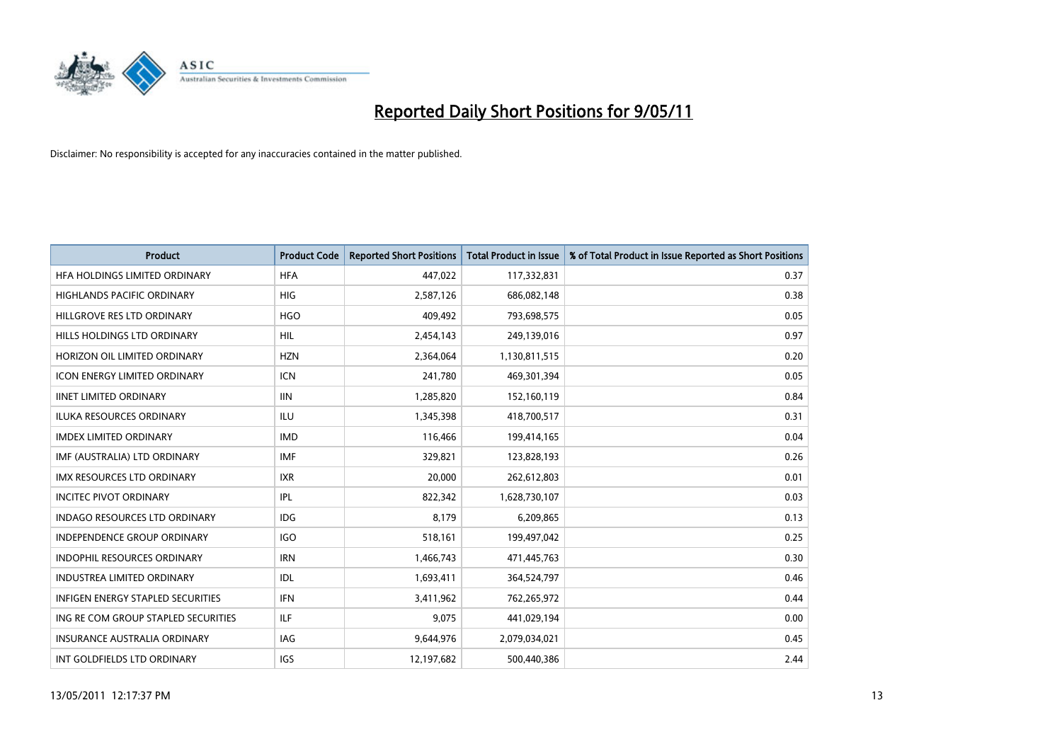# Reported Daily Short Positions for 9/05/11

Disclaimer: No responsibility is accepted for any inaccuracies contained in the matter published.

| Product | Product Code | Reported Short Positions | Total Product in Issue | % of Total Product in Issue Reported as Short Positions |
|---|---|---|---|---|
| HFA HOLDINGS LIMITED ORDINARY | HFA | 447,022 | 117,332,831 | 0.37 |
| HIGHLANDS PACIFIC ORDINARY | HIG | 2,587,126 | 686,082,148 | 0.38 |
| HILLGROVE RES LTD ORDINARY | HGO | 409,492 | 793,698,575 | 0.05 |
| HILLS HOLDINGS LTD ORDINARY | HIL | 2,454,143 | 249,139,016 | 0.97 |
| HORIZON OIL LIMITED ORDINARY | HZN | 2,364,064 | 1,130,811,515 | 0.20 |
| ICON ENERGY LIMITED ORDINARY | ICN | 241,780 | 469,301,394 | 0.05 |
| IINET LIMITED ORDINARY | IIN | 1,285,820 | 152,160,119 | 0.84 |
| ILUKA RESOURCES ORDINARY | ILU | 1,345,398 | 418,700,517 | 0.31 |
| IMDEX LIMITED ORDINARY | IMD | 116,466 | 199,414,165 | 0.04 |
| IMF (AUSTRALIA) LTD ORDINARY | IMF | 329,821 | 123,828,193 | 0.26 |
| IMX RESOURCES LTD ORDINARY | IXR | 20,000 | 262,612,803 | 0.01 |
| INCITEC PIVOT ORDINARY | IPL | 822,342 | 1,628,730,107 | 0.03 |
| INDAGO RESOURCES LTD ORDINARY | IDG | 8,179 | 6,209,865 | 0.13 |
| INDEPENDENCE GROUP ORDINARY | IGO | 518,161 | 199,497,042 | 0.25 |
| INDOPHIL RESOURCES ORDINARY | IRN | 1,466,743 | 471,445,763 | 0.30 |
| INDUSTREA LIMITED ORDINARY | IDL | 1,693,411 | 364,524,797 | 0.46 |
| INFIGEN ENERGY STAPLED SECURITIES | IFN | 3,411,962 | 762,265,972 | 0.44 |
| ING RE COM GROUP STAPLED SECURITIES | ILF | 9,075 | 441,029,194 | 0.00 |
| INSURANCE AUSTRALIA ORDINARY | IAG | 9,644,976 | 2,079,034,021 | 0.45 |
| INT GOLDFIELDS LTD ORDINARY | IGS | 12,197,682 | 500,440,386 | 2.44 |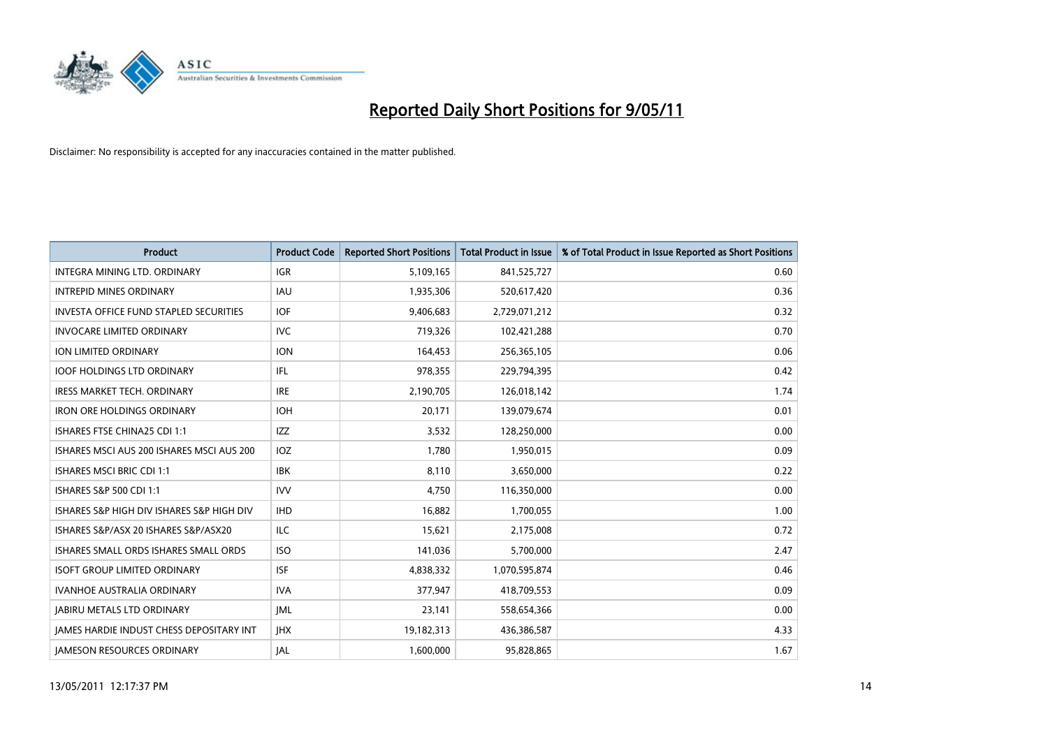# Reported Daily Short Positions for 9/05/11

Disclaimer: No responsibility is accepted for any inaccuracies contained in the matter published.

| Product | Product Code | Reported Short Positions | Total Product in Issue | % of Total Product in Issue Reported as Short Positions |
|---|---|---|---|---|
| INTEGRA MINING LTD. ORDINARY | IGR | 5,109,165 | 841,525,727 | 0.60 |
| INTREPID MINES ORDINARY | IAU | 1,935,306 | 520,617,420 | 0.36 |
| INVESTA OFFICE FUND STAPLED SECURITIES | IOF | 9,406,683 | 2,729,071,212 | 0.32 |
| INVOCARE LIMITED ORDINARY | IVC | 719,326 | 102,421,288 | 0.70 |
| ION LIMITED ORDINARY | ION | 164,453 | 256,365,105 | 0.06 |
| IOOF HOLDINGS LTD ORDINARY | IFL | 978,355 | 229,794,395 | 0.42 |
| IRESS MARKET TECH. ORDINARY | IRE | 2,190,705 | 126,018,142 | 1.74 |
| IRON ORE HOLDINGS ORDINARY | IOH | 20,171 | 139,079,674 | 0.01 |
| ISHARES FTSE CHINA25 CDI 1:1 | IZZ | 3,532 | 128,250,000 | 0.00 |
| ISHARES MSCI AUS 200 ISHARES MSCI AUS 200 | IOZ | 1,780 | 1,950,015 | 0.09 |
| ISHARES MSCI BRIC CDI 1:1 | IBK | 8,110 | 3,650,000 | 0.22 |
| ISHARES S&P 500 CDI 1:1 | IVV | 4,750 | 116,350,000 | 0.00 |
| ISHARES S&P HIGH DIV ISHARES S&P HIGH DIV | IHD | 16,882 | 1,700,055 | 1.00 |
| ISHARES S&P/ASX 20 ISHARES S&P/ASX20 | ILC | 15,621 | 2,175,008 | 0.72 |
| ISHARES SMALL ORDS ISHARES SMALL ORDS | ISO | 141,036 | 5,700,000 | 2.47 |
| ISOFT GROUP LIMITED ORDINARY | ISF | 4,838,332 | 1,070,595,874 | 0.46 |
| IVANHOE AUSTRALIA ORDINARY | IVA | 377,947 | 418,709,553 | 0.09 |
| JABIRU METALS LTD ORDINARY | JML | 23,141 | 558,654,366 | 0.00 |
| JAMES HARDIE INDUST CHESS DEPOSITARY INT | JHX | 19,182,313 | 436,386,587 | 4.33 |
| JAMESON RESOURCES ORDINARY | JAL | 1,600,000 | 95,828,865 | 1.67 |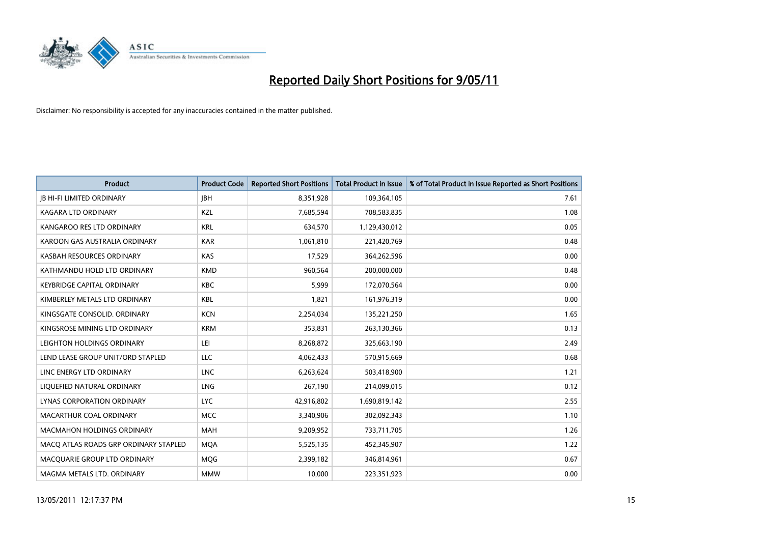# Reported Daily Short Positions for 9/05/11

Disclaimer: No responsibility is accepted for any inaccuracies contained in the matter published.

| Product | Product Code | Reported Short Positions | Total Product in Issue | % of Total Product in Issue Reported as Short Positions |
|---|---|---|---|---|
| JB HI-FI LIMITED ORDINARY | JBH | 8,351,928 | 109,364,105 | 7.61 |
| KAGARA LTD ORDINARY | KZL | 7,685,594 | 708,583,835 | 1.08 |
| KANGAROO RES LTD ORDINARY | KRL | 634,570 | 1,129,430,012 | 0.05 |
| KAROON GAS AUSTRALIA ORDINARY | KAR | 1,061,810 | 221,420,769 | 0.48 |
| KASBAH RESOURCES ORDINARY | KAS | 17,529 | 364,262,596 | 0.00 |
| KATHMANDU HOLD LTD ORDINARY | KMD | 960,564 | 200,000,000 | 0.48 |
| KEYBRIDGE CAPITAL ORDINARY | KBC | 5,999 | 172,070,564 | 0.00 |
| KIMBERLEY METALS LTD ORDINARY | KBL | 1,821 | 161,976,319 | 0.00 |
| KINGSGATE CONSOLID. ORDINARY | KCN | 2,254,034 | 135,221,250 | 1.65 |
| KINGSROSE MINING LTD ORDINARY | KRM | 353,831 | 263,130,366 | 0.13 |
| LEIGHTON HOLDINGS ORDINARY | LEI | 8,268,872 | 325,663,190 | 2.49 |
| LEND LEASE GROUP UNIT/ORD STAPLED | LLC | 4,062,433 | 570,915,669 | 0.68 |
| LINC ENERGY LTD ORDINARY | LNC | 6,263,624 | 503,418,900 | 1.21 |
| LIQUEFIED NATURAL ORDINARY | LNG | 267,190 | 214,099,015 | 0.12 |
| LYNAS CORPORATION ORDINARY | LYC | 42,916,802 | 1,690,819,142 | 2.55 |
| MACARTHUR COAL ORDINARY | MCC | 3,340,906 | 302,092,343 | 1.10 |
| MACMAHON HOLDINGS ORDINARY | MAH | 9,209,952 | 733,711,705 | 1.26 |
| MACQ ATLAS ROADS GRP ORDINARY STAPLED | MQA | 5,525,135 | 452,345,907 | 1.22 |
| MACQUARIE GROUP LTD ORDINARY | MQG | 2,399,182 | 346,814,961 | 0.67 |
| MAGMA METALS LTD. ORDINARY | MMW | 10,000 | 223,351,923 | 0.00 |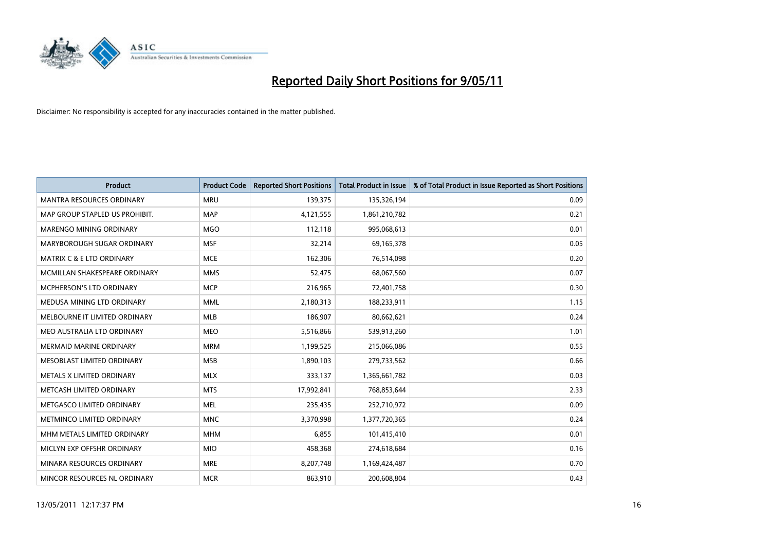# Reported Daily Short Positions for 9/05/11

Disclaimer: No responsibility is accepted for any inaccuracies contained in the matter published.

| Product | Product Code | Reported Short Positions | Total Product in Issue | % of Total Product in Issue Reported as Short Positions |
|---|---|---|---|---|
| MANTRA RESOURCES ORDINARY | MRU | 139,375 | 135,326,194 | 0.09 |
| MAP GROUP STAPLED US PROHIBIT. | MAP | 4,121,555 | 1,861,210,782 | 0.21 |
| MARENGO MINING ORDINARY | MGO | 112,118 | 995,068,613 | 0.01 |
| MARYBOROUGH SUGAR ORDINARY | MSF | 32,214 | 69,165,378 | 0.05 |
| MATRIX C & E LTD ORDINARY | MCE | 162,306 | 76,514,098 | 0.20 |
| MCMILLAN SHAKESPEARE ORDINARY | MMS | 52,475 | 68,067,560 | 0.07 |
| MCPHERSON'S LTD ORDINARY | MCP | 216,965 | 72,401,758 | 0.30 |
| MEDUSA MINING LTD ORDINARY | MML | 2,180,313 | 188,233,911 | 1.15 |
| MELBOURNE IT LIMITED ORDINARY | MLB | 186,907 | 80,662,621 | 0.24 |
| MEO AUSTRALIA LTD ORDINARY | MEO | 5,516,866 | 539,913,260 | 1.01 |
| MERMAID MARINE ORDINARY | MRM | 1,199,525 | 215,066,086 | 0.55 |
| MESOBLAST LIMITED ORDINARY | MSB | 1,890,103 | 279,733,562 | 0.66 |
| METALS X LIMITED ORDINARY | MLX | 333,137 | 1,365,661,782 | 0.03 |
| METCASH LIMITED ORDINARY | MTS | 17,992,841 | 768,853,644 | 2.33 |
| METGASCO LIMITED ORDINARY | MEL | 235,435 | 252,710,972 | 0.09 |
| METMINCO LIMITED ORDINARY | MNC | 3,370,998 | 1,377,720,365 | 0.24 |
| MHM METALS LIMITED ORDINARY | MHM | 6,855 | 101,415,410 | 0.01 |
| MICLYN EXP OFFSHR ORDINARY | MIO | 458,368 | 274,618,684 | 0.16 |
| MINARA RESOURCES ORDINARY | MRE | 8,207,748 | 1,169,424,487 | 0.70 |
| MINCOR RESOURCES NL ORDINARY | MCR | 863,910 | 200,608,804 | 0.43 |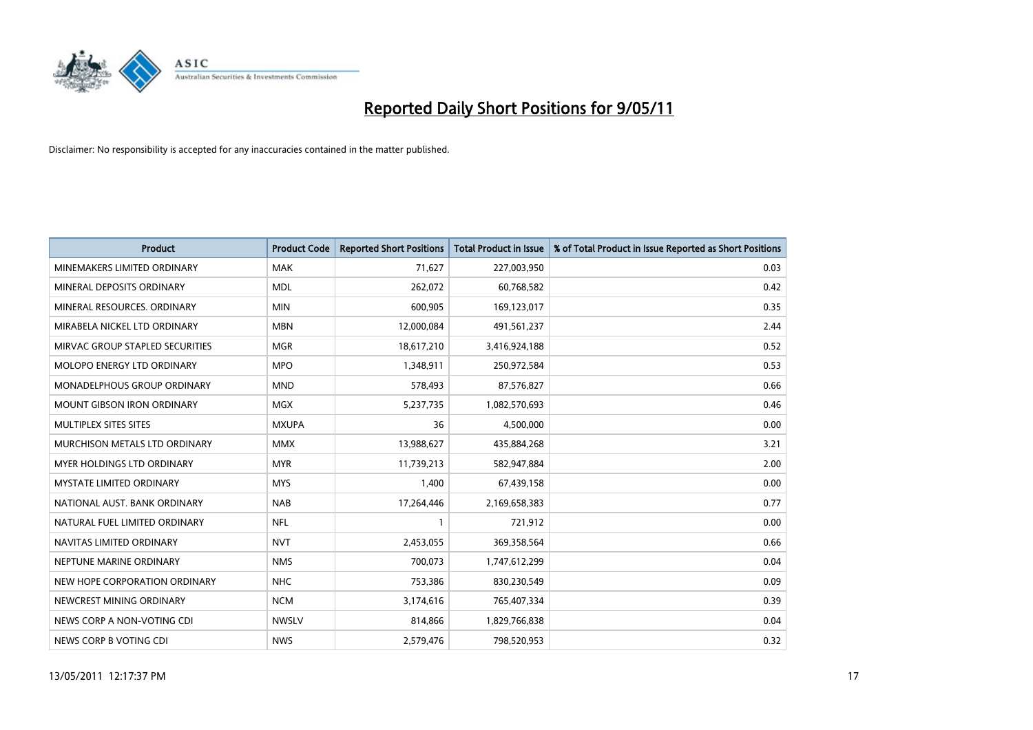# Reported Daily Short Positions for 9/05/11

Disclaimer: No responsibility is accepted for any inaccuracies contained in the matter published.

| Product | Product Code | Reported Short Positions | Total Product in Issue | % of Total Product in Issue Reported as Short Positions |
|---|---|---|---|---|
| MINEMAKERS LIMITED ORDINARY | MAK | 71,627 | 227,003,950 | 0.03 |
| MINERAL DEPOSITS ORDINARY | MDL | 262,072 | 60,768,582 | 0.42 |
| MINERAL RESOURCES. ORDINARY | MIN | 600,905 | 169,123,017 | 0.35 |
| MIRABELA NICKEL LTD ORDINARY | MBN | 12,000,084 | 491,561,237 | 2.44 |
| MIRVAC GROUP STAPLED SECURITIES | MGR | 18,617,210 | 3,416,924,188 | 0.52 |
| MOLOPO ENERGY LTD ORDINARY | MPO | 1,348,911 | 250,972,584 | 0.53 |
| MONADELPHOUS GROUP ORDINARY | MND | 578,493 | 87,576,827 | 0.66 |
| MOUNT GIBSON IRON ORDINARY | MGX | 5,237,735 | 1,082,570,693 | 0.46 |
| MULTIPLEX SITES SITES | MXUPA | 36 | 4,500,000 | 0.00 |
| MURCHISON METALS LTD ORDINARY | MMX | 13,988,627 | 435,884,268 | 3.21 |
| MYER HOLDINGS LTD ORDINARY | MYR | 11,739,213 | 582,947,884 | 2.00 |
| MYSTATE LIMITED ORDINARY | MYS | 1,400 | 67,439,158 | 0.00 |
| NATIONAL AUST. BANK ORDINARY | NAB | 17,264,446 | 2,169,658,383 | 0.77 |
| NATURAL FUEL LIMITED ORDINARY | NFL | 1 | 721,912 | 0.00 |
| NAVITAS LIMITED ORDINARY | NVT | 2,453,055 | 369,358,564 | 0.66 |
| NEPTUNE MARINE ORDINARY | NMS | 700,073 | 1,747,612,299 | 0.04 |
| NEW HOPE CORPORATION ORDINARY | NHC | 753,386 | 830,230,549 | 0.09 |
| NEWCREST MINING ORDINARY | NCM | 3,174,616 | 765,407,334 | 0.39 |
| NEWS CORP A NON-VOTING CDI | NWSLV | 814,866 | 1,829,766,838 | 0.04 |
| NEWS CORP B VOTING CDI | NWS | 2,579,476 | 798,520,953 | 0.32 |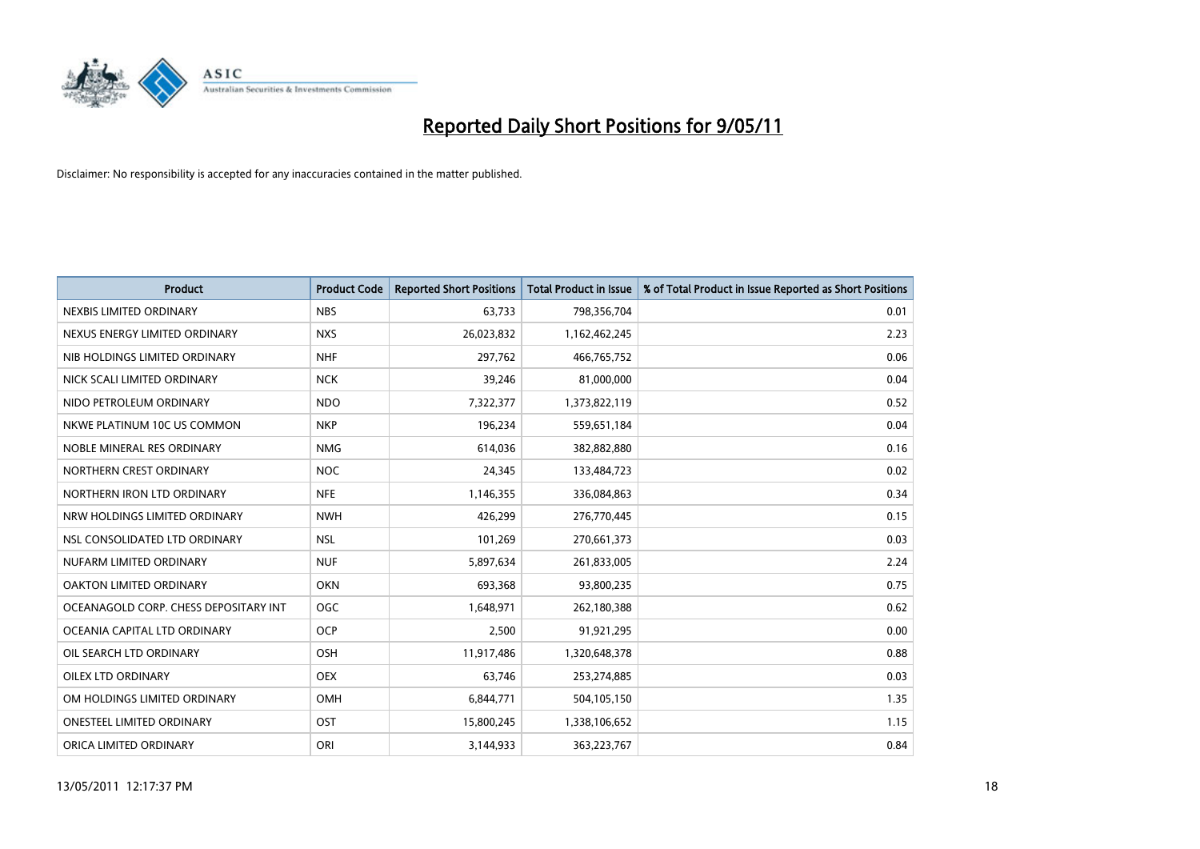# Reported Daily Short Positions for 9/05/11

Disclaimer: No responsibility is accepted for any inaccuracies contained in the matter published.

| Product | Product Code | Reported Short Positions | Total Product in Issue | % of Total Product in Issue Reported as Short Positions |
|---|---|---|---|---|
| NEXBIS LIMITED ORDINARY | NBS | 63,733 | 798,356,704 | 0.01 |
| NEXUS ENERGY LIMITED ORDINARY | NXS | 26,023,832 | 1,162,462,245 | 2.23 |
| NIB HOLDINGS LIMITED ORDINARY | NHF | 297,762 | 466,765,752 | 0.06 |
| NICK SCALI LIMITED ORDINARY | NCK | 39,246 | 81,000,000 | 0.04 |
| NIDO PETROLEUM ORDINARY | NDO | 7,322,377 | 1,373,822,119 | 0.52 |
| NKWE PLATINUM 10C US COMMON | NKP | 196,234 | 559,651,184 | 0.04 |
| NOBLE MINERAL RES ORDINARY | NMG | 614,036 | 382,882,880 | 0.16 |
| NORTHERN CREST ORDINARY | NOC | 24,345 | 133,484,723 | 0.02 |
| NORTHERN IRON LTD ORDINARY | NFE | 1,146,355 | 336,084,863 | 0.34 |
| NRW HOLDINGS LIMITED ORDINARY | NWH | 426,299 | 276,770,445 | 0.15 |
| NSL CONSOLIDATED LTD ORDINARY | NSL | 101,269 | 270,661,373 | 0.03 |
| NUFARM LIMITED ORDINARY | NUF | 5,897,634 | 261,833,005 | 2.24 |
| OAKTON LIMITED ORDINARY | OKN | 693,368 | 93,800,235 | 0.75 |
| OCEANAGOLD CORP. CHESS DEPOSITARY INT | OGC | 1,648,971 | 262,180,388 | 0.62 |
| OCEANIA CAPITAL LTD ORDINARY | OCP | 2,500 | 91,921,295 | 0.00 |
| OIL SEARCH LTD ORDINARY | OSH | 11,917,486 | 1,320,648,378 | 0.88 |
| OILEX LTD ORDINARY | OEX | 63,746 | 253,274,885 | 0.03 |
| OM HOLDINGS LIMITED ORDINARY | OMH | 6,844,771 | 504,105,150 | 1.35 |
| ONESTEEL LIMITED ORDINARY | OST | 15,800,245 | 1,338,106,652 | 1.15 |
| ORICA LIMITED ORDINARY | ORI | 3,144,933 | 363,223,767 | 0.84 |

13/05/2011 12:17:37 PM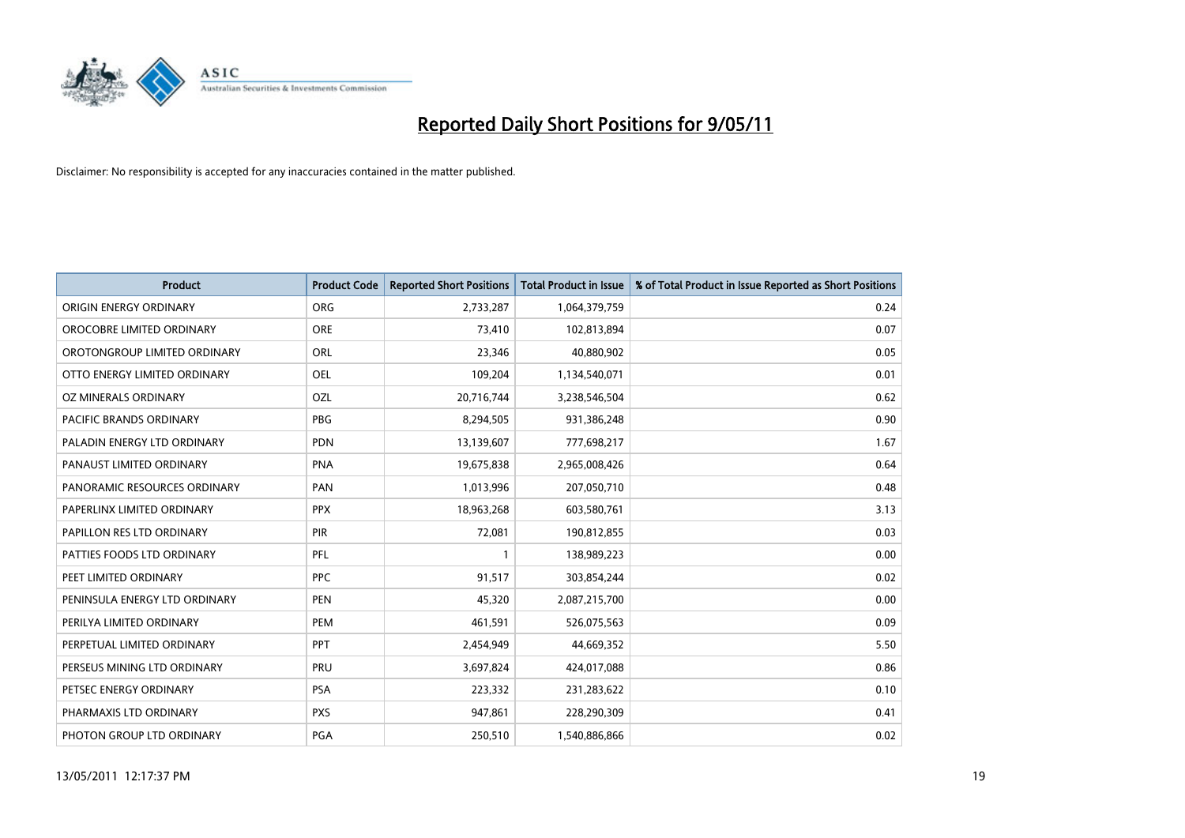# Reported Daily Short Positions for 9/05/11

Disclaimer: No responsibility is accepted for any inaccuracies contained in the matter published.

| Product | Product Code | Reported Short Positions | Total Product in Issue | % of Total Product in Issue Reported as Short Positions |
|---|---|---|---|---|
| ORIGIN ENERGY ORDINARY | ORG | 2,733,287 | 1,064,379,759 | 0.24 |
| OROCOBRE LIMITED ORDINARY | ORE | 73,410 | 102,813,894 | 0.07 |
| OROTONGROUP LIMITED ORDINARY | ORL | 23,346 | 40,880,902 | 0.05 |
| OTTO ENERGY LIMITED ORDINARY | OEL | 109,204 | 1,134,540,071 | 0.01 |
| OZ MINERALS ORDINARY | OZL | 20,716,744 | 3,238,546,504 | 0.62 |
| PACIFIC BRANDS ORDINARY | PBG | 8,294,505 | 931,386,248 | 0.90 |
| PALADIN ENERGY LTD ORDINARY | PDN | 13,139,607 | 777,698,217 | 1.67 |
| PANAUST LIMITED ORDINARY | PNA | 19,675,838 | 2,965,008,426 | 0.64 |
| PANORAMIC RESOURCES ORDINARY | PAN | 1,013,996 | 207,050,710 | 0.48 |
| PAPERLINX LIMITED ORDINARY | PPX | 18,963,268 | 603,580,761 | 3.13 |
| PAPILLON RES LTD ORDINARY | PIR | 72,081 | 190,812,855 | 0.03 |
| PATTIES FOODS LTD ORDINARY | PFL | 1 | 138,989,223 | 0.00 |
| PEET LIMITED ORDINARY | PPC | 91,517 | 303,854,244 | 0.02 |
| PENINSULA ENERGY LTD ORDINARY | PEN | 45,320 | 2,087,215,700 | 0.00 |
| PERILYA LIMITED ORDINARY | PEM | 461,591 | 526,075,563 | 0.09 |
| PERPETUAL LIMITED ORDINARY | PPT | 2,454,949 | 44,669,352 | 5.50 |
| PERSEUS MINING LTD ORDINARY | PRU | 3,697,824 | 424,017,088 | 0.86 |
| PETSEC ENERGY ORDINARY | PSA | 223,332 | 231,283,622 | 0.10 |
| PHARMAXIS LTD ORDINARY | PXS | 947,861 | 228,290,309 | 0.41 |
| PHOTON GROUP LTD ORDINARY | PGA | 250,510 | 1,540,886,866 | 0.02 |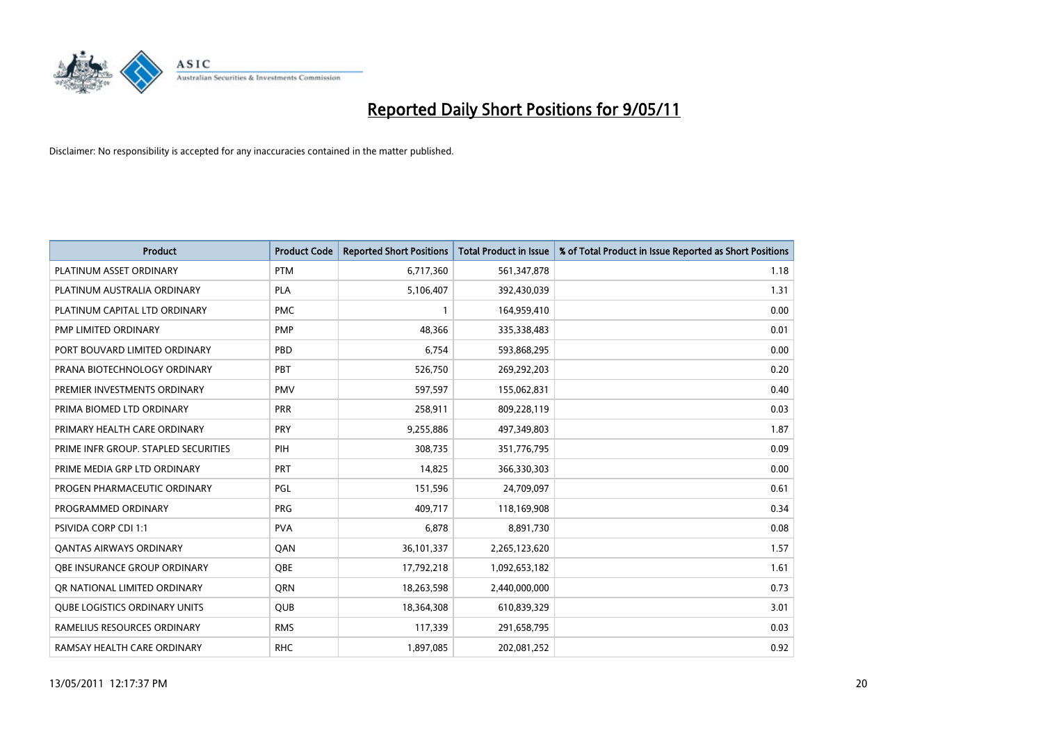# Reported Daily Short Positions for 9/05/11

Disclaimer: No responsibility is accepted for any inaccuracies contained in the matter published.

| Product | Product Code | Reported Short Positions | Total Product in Issue | % of Total Product in Issue Reported as Short Positions |
|---|---|---|---|---|
| PLATINUM ASSET ORDINARY | PTM | 6,717,360 | 561,347,878 | 1.18 |
| PLATINUM AUSTRALIA ORDINARY | PLA | 5,106,407 | 392,430,039 | 1.31 |
| PLATINUM CAPITAL LTD ORDINARY | PMC | 1 | 164,959,410 | 0.00 |
| PMP LIMITED ORDINARY | PMP | 48,366 | 335,338,483 | 0.01 |
| PORT BOUVARD LIMITED ORDINARY | PBD | 6,754 | 593,868,295 | 0.00 |
| PRANA BIOTECHNOLOGY ORDINARY | PBT | 526,750 | 269,292,203 | 0.20 |
| PREMIER INVESTMENTS ORDINARY | PMV | 597,597 | 155,062,831 | 0.40 |
| PRIMA BIOMED LTD ORDINARY | PRR | 258,911 | 809,228,119 | 0.03 |
| PRIMARY HEALTH CARE ORDINARY | PRY | 9,255,886 | 497,349,803 | 1.87 |
| PRIME INFR GROUP. STAPLED SECURITIES | PIH | 308,735 | 351,776,795 | 0.09 |
| PRIME MEDIA GRP LTD ORDINARY | PRT | 14,825 | 366,330,303 | 0.00 |
| PROGEN PHARMACEUTIC ORDINARY | PGL | 151,596 | 24,709,097 | 0.61 |
| PROGRAMMED ORDINARY | PRG | 409,717 | 118,169,908 | 0.34 |
| PSIVIDA CORP CDI 1:1 | PVA | 6,878 | 8,891,730 | 0.08 |
| QANTAS AIRWAYS ORDINARY | QAN | 36,101,337 | 2,265,123,620 | 1.57 |
| QBE INSURANCE GROUP ORDINARY | QBE | 17,792,218 | 1,092,653,182 | 1.61 |
| QR NATIONAL LIMITED ORDINARY | QRN | 18,263,598 | 2,440,000,000 | 0.73 |
| QUBE LOGISTICS ORDINARY UNITS | QUB | 18,364,308 | 610,839,329 | 3.01 |
| RAMELIUS RESOURCES ORDINARY | RMS | 117,339 | 291,658,795 | 0.03 |
| RAMSAY HEALTH CARE ORDINARY | RHC | 1,897,085 | 202,081,252 | 0.92 |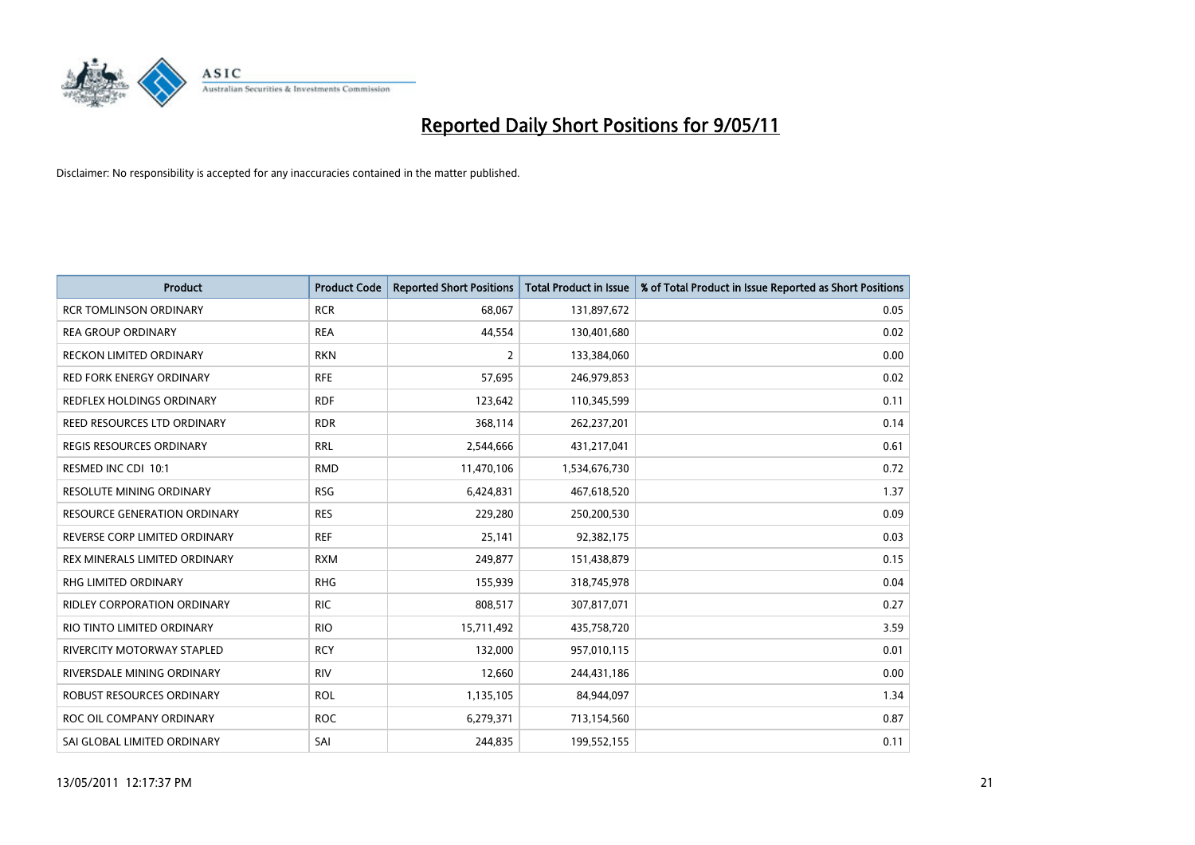# Reported Daily Short Positions for 9/05/11

Disclaimer: No responsibility is accepted for any inaccuracies contained in the matter published.

| Product | Product Code | Reported Short Positions | Total Product in Issue | % of Total Product in Issue Reported as Short Positions |
|---|---|---|---|---|
| RCR TOMLINSON ORDINARY | RCR | 68,067 | 131,897,672 | 0.05 |
| REA GROUP ORDINARY | REA | 44,554 | 130,401,680 | 0.02 |
| RECKON LIMITED ORDINARY | RKN | 2 | 133,384,060 | 0.00 |
| RED FORK ENERGY ORDINARY | RFE | 57,695 | 246,979,853 | 0.02 |
| REDFLEX HOLDINGS ORDINARY | RDF | 123,642 | 110,345,599 | 0.11 |
| REED RESOURCES LTD ORDINARY | RDR | 368,114 | 262,237,201 | 0.14 |
| REGIS RESOURCES ORDINARY | RRL | 2,544,666 | 431,217,041 | 0.61 |
| RESMED INC CDI 10:1 | RMD | 11,470,106 | 1,534,676,730 | 0.72 |
| RESOLUTE MINING ORDINARY | RSG | 6,424,831 | 467,618,520 | 1.37 |
| RESOURCE GENERATION ORDINARY | RES | 229,280 | 250,200,530 | 0.09 |
| REVERSE CORP LIMITED ORDINARY | REF | 25,141 | 92,382,175 | 0.03 |
| REX MINERALS LIMITED ORDINARY | RXM | 249,877 | 151,438,879 | 0.15 |
| RHG LIMITED ORDINARY | RHG | 155,939 | 318,745,978 | 0.04 |
| RIDLEY CORPORATION ORDINARY | RIC | 808,517 | 307,817,071 | 0.27 |
| RIO TINTO LIMITED ORDINARY | RIO | 15,711,492 | 435,758,720 | 3.59 |
| RIVERCITY MOTORWAY STAPLED | RCY | 132,000 | 957,010,115 | 0.01 |
| RIVERSDALE MINING ORDINARY | RIV | 12,660 | 244,431,186 | 0.00 |
| ROBUST RESOURCES ORDINARY | ROL | 1,135,105 | 84,944,097 | 1.34 |
| ROC OIL COMPANY ORDINARY | ROC | 6,279,371 | 713,154,560 | 0.87 |
| SAI GLOBAL LIMITED ORDINARY | SAI | 244,835 | 199,552,155 | 0.11 |

13/05/2011 12:17:37 PM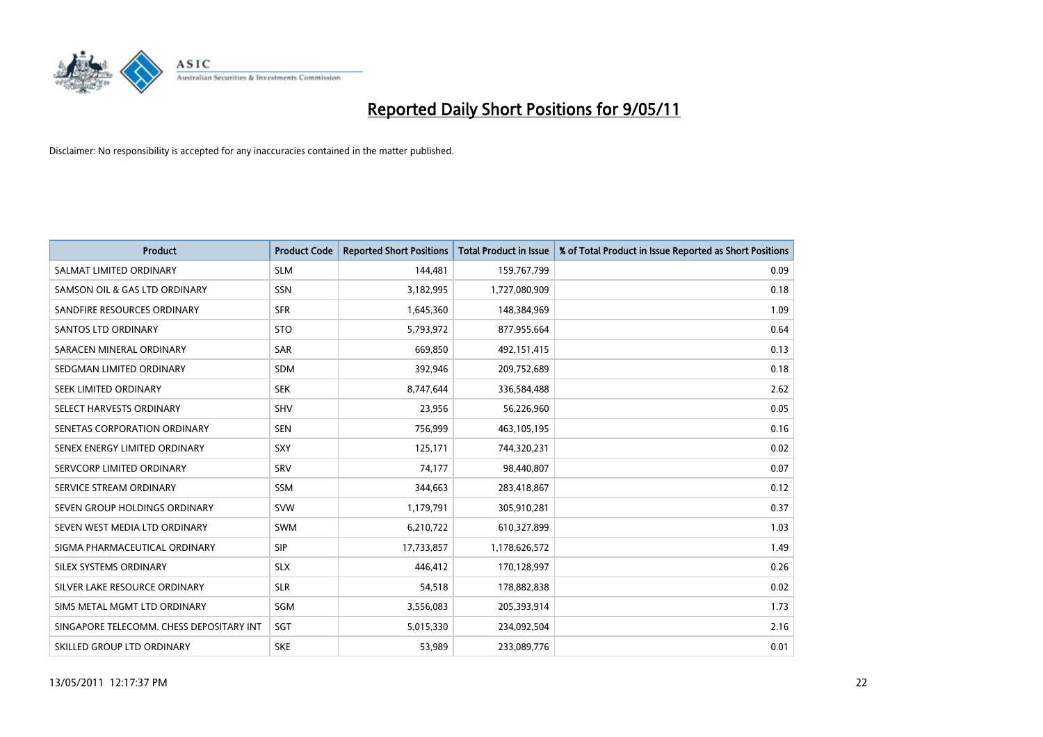# Reported Daily Short Positions for 9/05/11

Disclaimer: No responsibility is accepted for any inaccuracies contained in the matter published.

| Product | Product Code | Reported Short Positions | Total Product in Issue | % of Total Product in Issue Reported as Short Positions |
|---|---|---|---|---|
| SALMAT LIMITED ORDINARY | SLM | 144,481 | 159,767,799 | 0.09 |
| SAMSON OIL & GAS LTD ORDINARY | SSN | 3,182,995 | 1,727,080,909 | 0.18 |
| SANDFIRE RESOURCES ORDINARY | SFR | 1,645,360 | 148,384,969 | 1.09 |
| SANTOS LTD ORDINARY | STO | 5,793,972 | 877,955,664 | 0.64 |
| SARACEN MINERAL ORDINARY | SAR | 669,850 | 492,151,415 | 0.13 |
| SEDGMAN LIMITED ORDINARY | SDM | 392,946 | 209,752,689 | 0.18 |
| SEEK LIMITED ORDINARY | SEK | 8,747,644 | 336,584,488 | 2.62 |
| SELECT HARVESTS ORDINARY | SHV | 23,956 | 56,226,960 | 0.05 |
| SENETAS CORPORATION ORDINARY | SEN | 756,999 | 463,105,195 | 0.16 |
| SENEX ENERGY LIMITED ORDINARY | SXY | 125,171 | 744,320,231 | 0.02 |
| SERVCORP LIMITED ORDINARY | SRV | 74,177 | 98,440,807 | 0.07 |
| SERVICE STREAM ORDINARY | SSM | 344,663 | 283,418,867 | 0.12 |
| SEVEN GROUP HOLDINGS ORDINARY | SVW | 1,179,791 | 305,910,281 | 0.37 |
| SEVEN WEST MEDIA LTD ORDINARY | SWM | 6,210,722 | 610,327,899 | 1.03 |
| SIGMA PHARMACEUTICAL ORDINARY | SIP | 17,733,857 | 1,178,626,572 | 1.49 |
| SILEX SYSTEMS ORDINARY | SLX | 446,412 | 170,128,997 | 0.26 |
| SILVER LAKE RESOURCE ORDINARY | SLR | 54,518 | 178,882,838 | 0.02 |
| SIMS METAL MGMT LTD ORDINARY | SGM | 3,556,083 | 205,393,914 | 1.73 |
| SINGAPORE TELECOMM. CHESS DEPOSITARY INT | SGT | 5,015,330 | 234,092,504 | 2.16 |
| SKILLED GROUP LTD ORDINARY | SKE | 53,989 | 233,089,776 | 0.01 |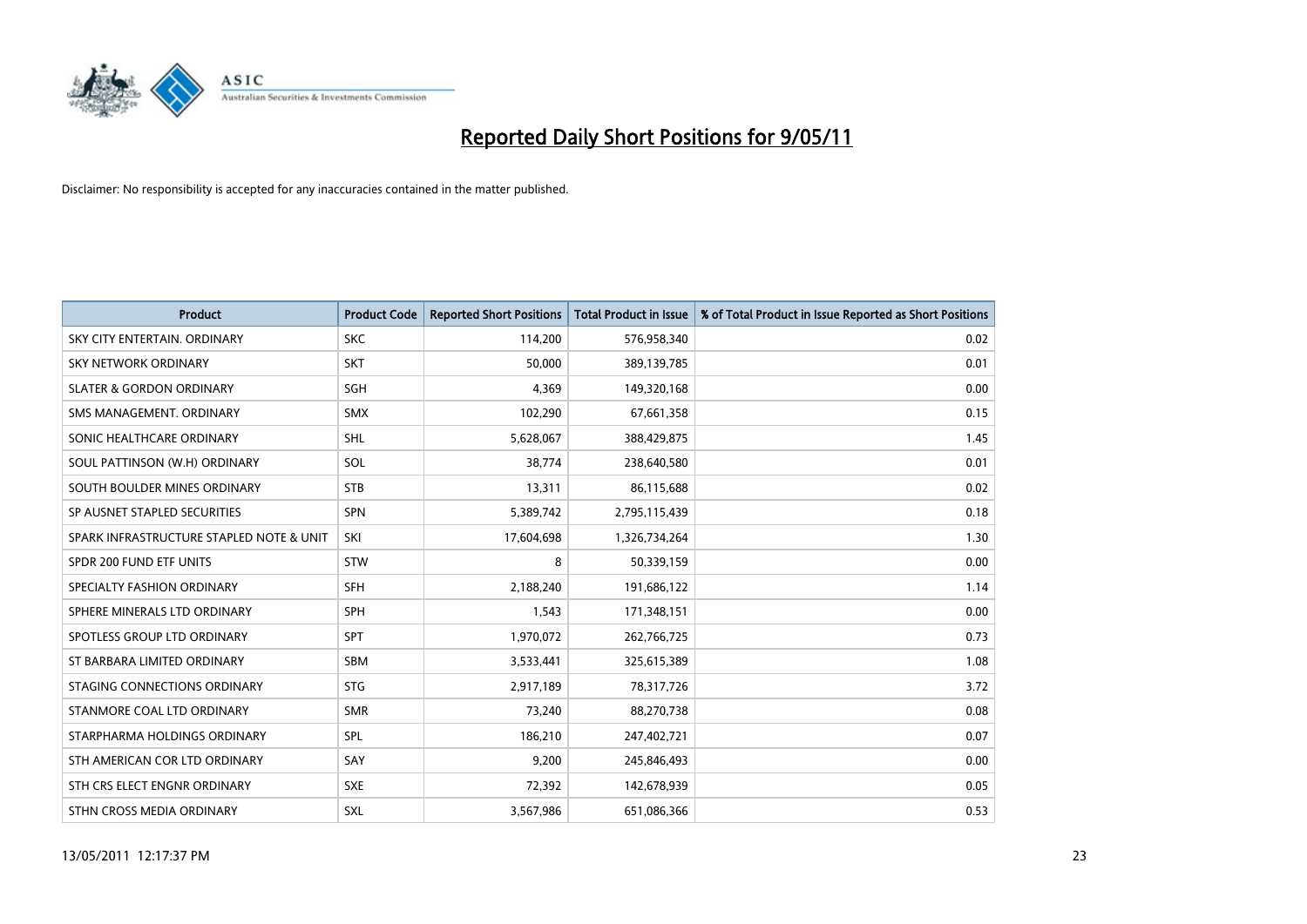# Reported Daily Short Positions for 9/05/11

Disclaimer: No responsibility is accepted for any inaccuracies contained in the matter published.

| Product | Product Code | Reported Short Positions | Total Product in Issue | % of Total Product in Issue Reported as Short Positions |
|---|---|---|---|---|
| SKY CITY ENTERTAIN. ORDINARY | SKC | 114,200 | 576,958,340 | 0.02 |
| SKY NETWORK ORDINARY | SKT | 50,000 | 389,139,785 | 0.01 |
| SLATER & GORDON ORDINARY | SGH | 4,369 | 149,320,168 | 0.00 |
| SMS MANAGEMENT. ORDINARY | SMX | 102,290 | 67,661,358 | 0.15 |
| SONIC HEALTHCARE ORDINARY | SHL | 5,628,067 | 388,429,875 | 1.45 |
| SOUL PATTINSON (W.H) ORDINARY | SOL | 38,774 | 238,640,580 | 0.01 |
| SOUTH BOULDER MINES ORDINARY | STB | 13,311 | 86,115,688 | 0.02 |
| SP AUSNET STAPLED SECURITIES | SPN | 5,389,742 | 2,795,115,439 | 0.18 |
| SPARK INFRASTRUCTURE STAPLED NOTE & UNIT | SKI | 17,604,698 | 1,326,734,264 | 1.30 |
| SPDR 200 FUND ETF UNITS | STW | 8 | 50,339,159 | 0.00 |
| SPECIALTY FASHION ORDINARY | SFH | 2,188,240 | 191,686,122 | 1.14 |
| SPHERE MINERALS LTD ORDINARY | SPH | 1,543 | 171,348,151 | 0.00 |
| SPOTLESS GROUP LTD ORDINARY | SPT | 1,970,072 | 262,766,725 | 0.73 |
| ST BARBARA LIMITED ORDINARY | SBM | 3,533,441 | 325,615,389 | 1.08 |
| STAGING CONNECTIONS ORDINARY | STG | 2,917,189 | 78,317,726 | 3.72 |
| STANMORE COAL LTD ORDINARY | SMR | 73,240 | 88,270,738 | 0.08 |
| STARPHARMA HOLDINGS ORDINARY | SPL | 186,210 | 247,402,721 | 0.07 |
| STH AMERICAN COR LTD ORDINARY | SAY | 9,200 | 245,846,493 | 0.00 |
| STH CRS ELECT ENGNR ORDINARY | SXE | 72,392 | 142,678,939 | 0.05 |
| STHN CROSS MEDIA ORDINARY | SXL | 3,567,986 | 651,086,366 | 0.53 |

13/05/2011 12:17:37 PM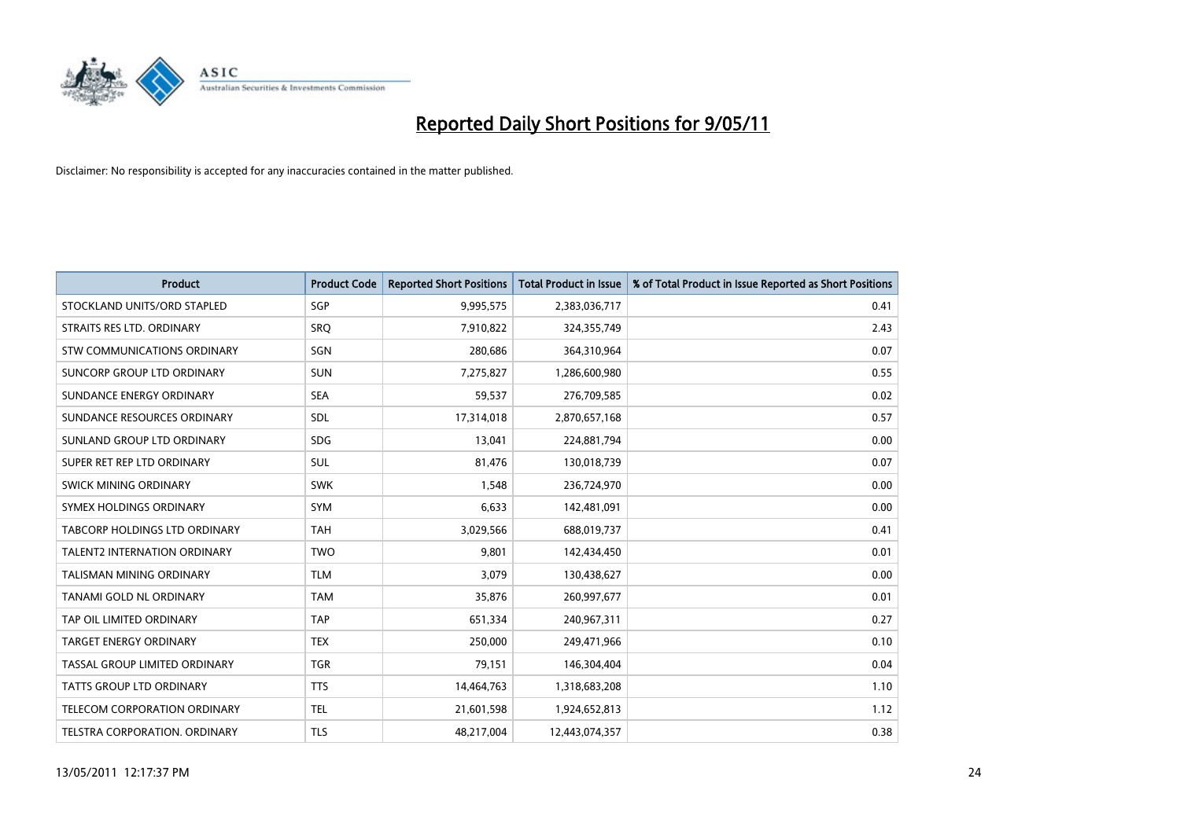# Reported Daily Short Positions for 9/05/11

Disclaimer: No responsibility is accepted for any inaccuracies contained in the matter published.

| Product | Product Code | Reported Short Positions | Total Product in Issue | % of Total Product in Issue Reported as Short Positions |
|---|---|---|---|---|
| STOCKLAND UNITS/ORD STAPLED | SGP | 9,995,575 | 2,383,036,717 | 0.41 |
| STRAITS RES LTD. ORDINARY | SRQ | 7,910,822 | 324,355,749 | 2.43 |
| STW COMMUNICATIONS ORDINARY | SGN | 280,686 | 364,310,964 | 0.07 |
| SUNCORP GROUP LTD ORDINARY | SUN | 7,275,827 | 1,286,600,980 | 0.55 |
| SUNDANCE ENERGY ORDINARY | SEA | 59,537 | 276,709,585 | 0.02 |
| SUNDANCE RESOURCES ORDINARY | SDL | 17,314,018 | 2,870,657,168 | 0.57 |
| SUNLAND GROUP LTD ORDINARY | SDG | 13,041 | 224,881,794 | 0.00 |
| SUPER RET REP LTD ORDINARY | SUL | 81,476 | 130,018,739 | 0.07 |
| SWICK MINING ORDINARY | SWK | 1,548 | 236,724,970 | 0.00 |
| SYMEX HOLDINGS ORDINARY | SYM | 6,633 | 142,481,091 | 0.00 |
| TABCORP HOLDINGS LTD ORDINARY | TAH | 3,029,566 | 688,019,737 | 0.41 |
| TALENT2 INTERNATION ORDINARY | TWO | 9,801 | 142,434,450 | 0.01 |
| TALISMAN MINING ORDINARY | TLM | 3,079 | 130,438,627 | 0.00 |
| TANAMI GOLD NL ORDINARY | TAM | 35,876 | 260,997,677 | 0.01 |
| TAP OIL LIMITED ORDINARY | TAP | 651,334 | 240,967,311 | 0.27 |
| TARGET ENERGY ORDINARY | TEX | 250,000 | 249,471,966 | 0.10 |
| TASSAL GROUP LIMITED ORDINARY | TGR | 79,151 | 146,304,404 | 0.04 |
| TATTS GROUP LTD ORDINARY | TTS | 14,464,763 | 1,318,683,208 | 1.10 |
| TELECOM CORPORATION ORDINARY | TEL | 21,601,598 | 1,924,652,813 | 1.12 |
| TELSTRA CORPORATION. ORDINARY | TLS | 48,217,004 | 12,443,074,357 | 0.38 |

13/05/2011 12:17:37 PM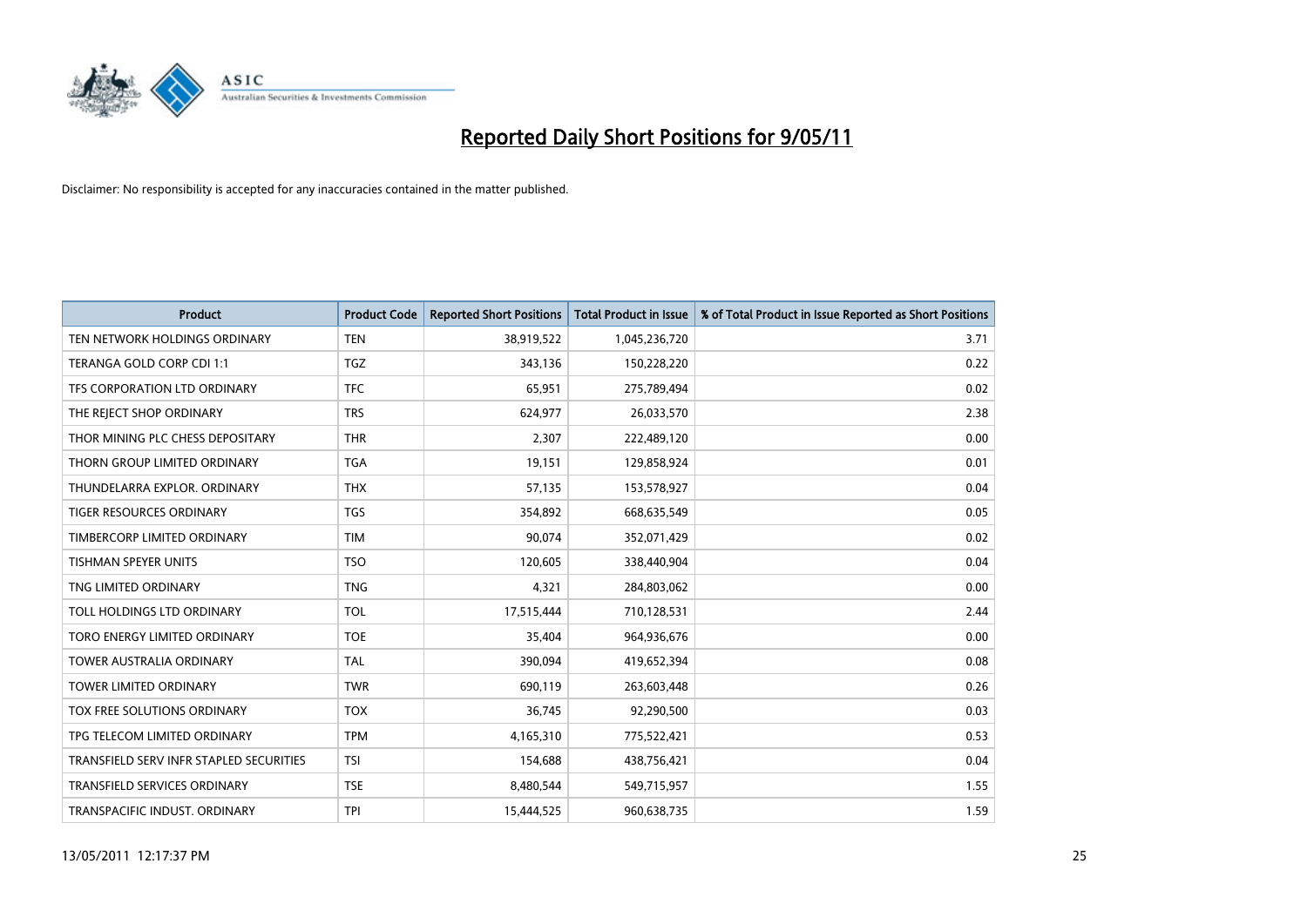# Reported Daily Short Positions for 9/05/11

Disclaimer: No responsibility is accepted for any inaccuracies contained in the matter published.

| Product | Product Code | Reported Short Positions | Total Product in Issue | % of Total Product in Issue Reported as Short Positions |
|---|---|---|---|---|
| TEN NETWORK HOLDINGS ORDINARY | TEN | 38,919,522 | 1,045,236,720 | 3.71 |
| TERANGA GOLD CORP CDI 1:1 | TGZ | 343,136 | 150,228,220 | 0.22 |
| TFS CORPORATION LTD ORDINARY | TFC | 65,951 | 275,789,494 | 0.02 |
| THE REJECT SHOP ORDINARY | TRS | 624,977 | 26,033,570 | 2.38 |
| THOR MINING PLC CHESS DEPOSITARY | THR | 2,307 | 222,489,120 | 0.00 |
| THORN GROUP LIMITED ORDINARY | TGA | 19,151 | 129,858,924 | 0.01 |
| THUNDELARRA EXPLOR. ORDINARY | THX | 57,135 | 153,578,927 | 0.04 |
| TIGER RESOURCES ORDINARY | TGS | 354,892 | 668,635,549 | 0.05 |
| TIMBERCORP LIMITED ORDINARY | TIM | 90,074 | 352,071,429 | 0.02 |
| TISHMAN SPEYER UNITS | TSO | 120,605 | 338,440,904 | 0.04 |
| TNG LIMITED ORDINARY | TNG | 4,321 | 284,803,062 | 0.00 |
| TOLL HOLDINGS LTD ORDINARY | TOL | 17,515,444 | 710,128,531 | 2.44 |
| TORO ENERGY LIMITED ORDINARY | TOE | 35,404 | 964,936,676 | 0.00 |
| TOWER AUSTRALIA ORDINARY | TAL | 390,094 | 419,652,394 | 0.08 |
| TOWER LIMITED ORDINARY | TWR | 690,119 | 263,603,448 | 0.26 |
| TOX FREE SOLUTIONS ORDINARY | TOX | 36,745 | 92,290,500 | 0.03 |
| TPG TELECOM LIMITED ORDINARY | TPM | 4,165,310 | 775,522,421 | 0.53 |
| TRANSFIELD SERV INFR STAPLED SECURITIES | TSI | 154,688 | 438,756,421 | 0.04 |
| TRANSFIELD SERVICES ORDINARY | TSE | 8,480,544 | 549,715,957 | 1.55 |
| TRANSPACIFIC INDUST. ORDINARY | TPI | 15,444,525 | 960,638,735 | 1.59 |

13/05/2011 12:17:37 PM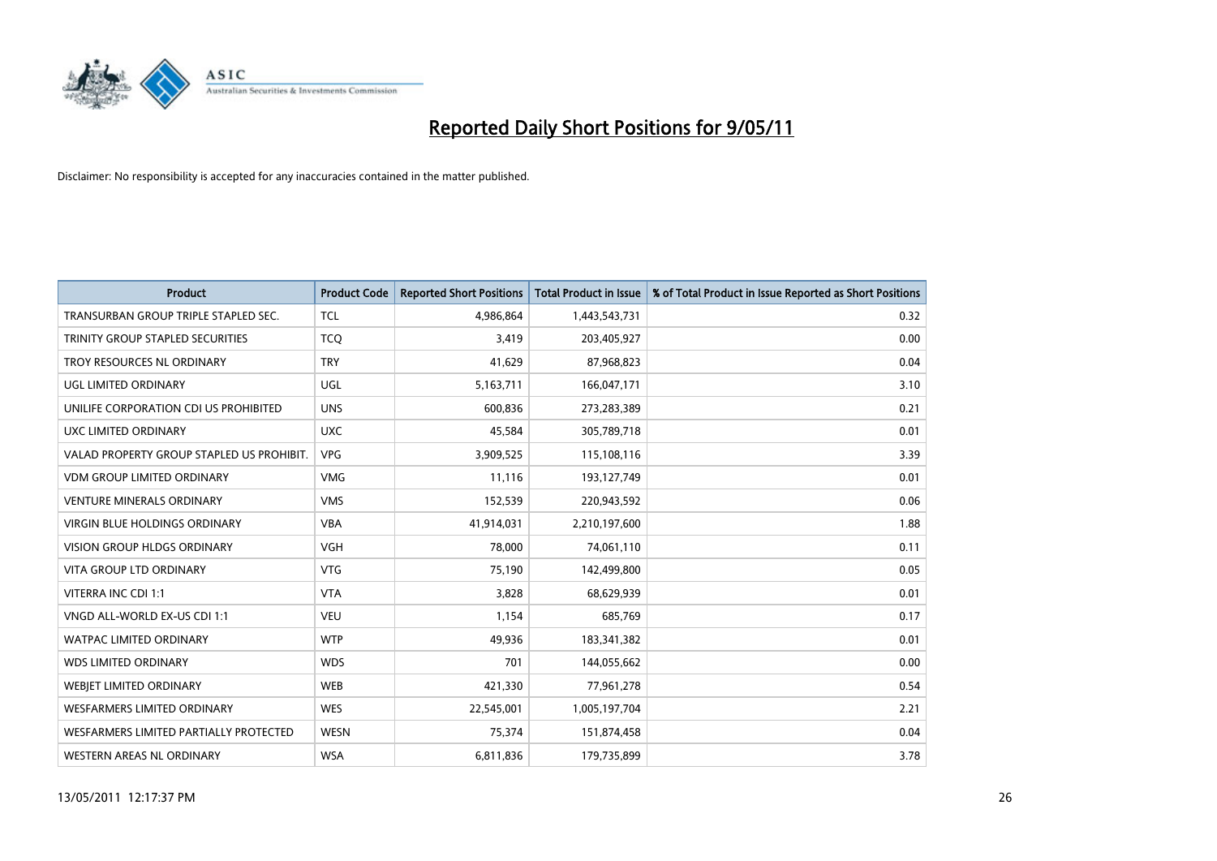# Reported Daily Short Positions for 9/05/11

Disclaimer: No responsibility is accepted for any inaccuracies contained in the matter published.

| Product | Product Code | Reported Short Positions | Total Product in Issue | % of Total Product in Issue Reported as Short Positions |
|---|---|---|---|---|
| TRANSURBAN GROUP TRIPLE STAPLED SEC. | TCL | 4,986,864 | 1,443,543,731 | 0.32 |
| TRINITY GROUP STAPLED SECURITIES | TCQ | 3,419 | 203,405,927 | 0.00 |
| TROY RESOURCES NL ORDINARY | TRY | 41,629 | 87,968,823 | 0.04 |
| UGL LIMITED ORDINARY | UGL | 5,163,711 | 166,047,171 | 3.10 |
| UNILIFE CORPORATION CDI US PROHIBITED | UNS | 600,836 | 273,283,389 | 0.21 |
| UXC LIMITED ORDINARY | UXC | 45,584 | 305,789,718 | 0.01 |
| VALAD PROPERTY GROUP STAPLED US PROHIBIT. | VPG | 3,909,525 | 115,108,116 | 3.39 |
| VDM GROUP LIMITED ORDINARY | VMG | 11,116 | 193,127,749 | 0.01 |
| VENTURE MINERALS ORDINARY | VMS | 152,539 | 220,943,592 | 0.06 |
| VIRGIN BLUE HOLDINGS ORDINARY | VBA | 41,914,031 | 2,210,197,600 | 1.88 |
| VISION GROUP HLDGS ORDINARY | VGH | 78,000 | 74,061,110 | 0.11 |
| VITA GROUP LTD ORDINARY | VTG | 75,190 | 142,499,800 | 0.05 |
| VITERRA INC CDI 1:1 | VTA | 3,828 | 68,629,939 | 0.01 |
| VNGD ALL-WORLD EX-US CDI 1:1 | VEU | 1,154 | 685,769 | 0.17 |
| WATPAC LIMITED ORDINARY | WTP | 49,936 | 183,341,382 | 0.01 |
| WDS LIMITED ORDINARY | WDS | 701 | 144,055,662 | 0.00 |
| WEBJET LIMITED ORDINARY | WEB | 421,330 | 77,961,278 | 0.54 |
| WESFARMERS LIMITED ORDINARY | WES | 22,545,001 | 1,005,197,704 | 2.21 |
| WESFARMERS LIMITED PARTIALLY PROTECTED | WESN | 75,374 | 151,874,458 | 0.04 |
| WESTERN AREAS NL ORDINARY | WSA | 6,811,836 | 179,735,899 | 3.78 |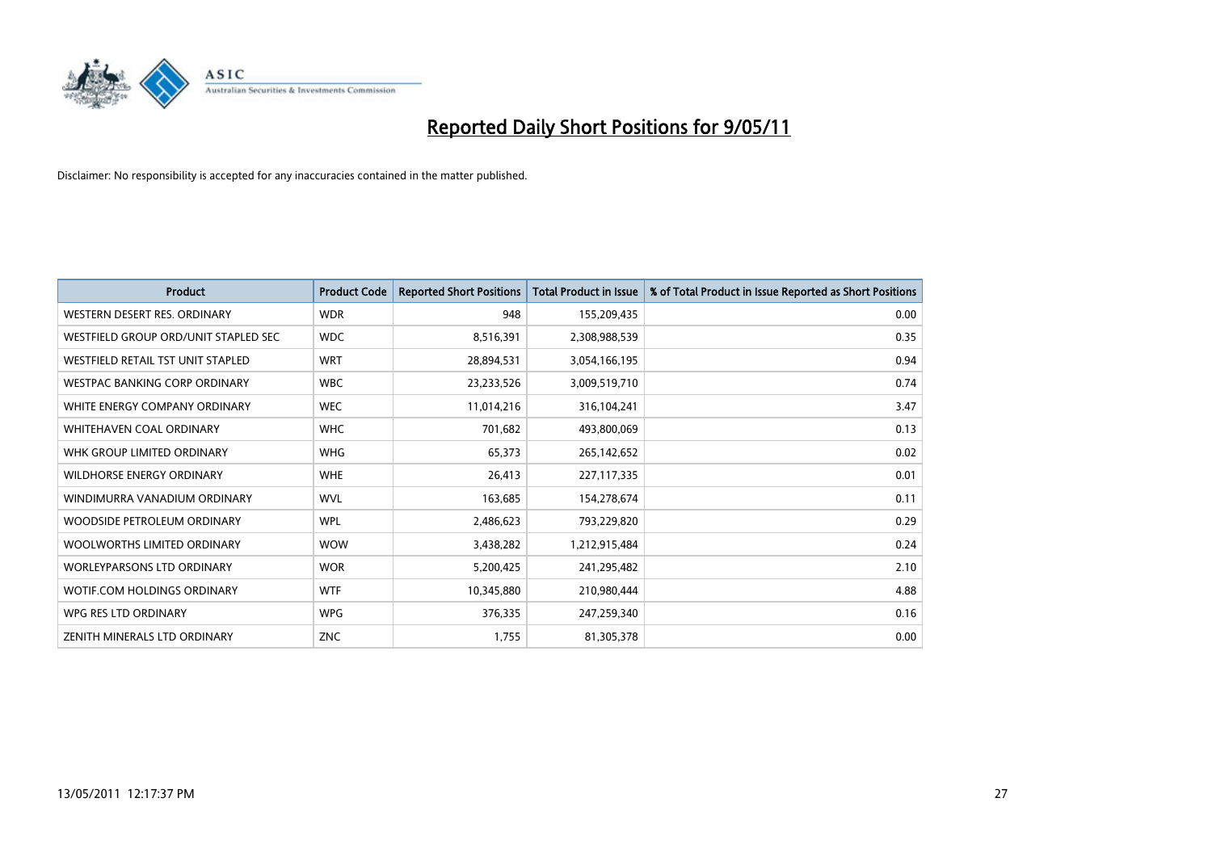# Reported Daily Short Positions for 9/05/11

Disclaimer: No responsibility is accepted for any inaccuracies contained in the matter published.

| Product | Product Code | Reported Short Positions | Total Product in Issue | % of Total Product in Issue Reported as Short Positions |
|---|---|---|---|---|
| WESTERN DESERT RES. ORDINARY | WDR | 948 | 155,209,435 | 0.00 |
| WESTFIELD GROUP ORD/UNIT STAPLED SEC | WDC | 8,516,391 | 2,308,988,539 | 0.35 |
| WESTFIELD RETAIL TST UNIT STAPLED | WRT | 28,894,531 | 3,054,166,195 | 0.94 |
| WESTPAC BANKING CORP ORDINARY | WBC | 23,233,526 | 3,009,519,710 | 0.74 |
| WHITE ENERGY COMPANY ORDINARY | WEC | 11,014,216 | 316,104,241 | 3.47 |
| WHITEHAVEN COAL ORDINARY | WHC | 701,682 | 493,800,069 | 0.13 |
| WHK GROUP LIMITED ORDINARY | WHG | 65,373 | 265,142,652 | 0.02 |
| WILDHORSE ENERGY ORDINARY | WHE | 26,413 | 227,117,335 | 0.01 |
| WINDIMURRA VANADIUM ORDINARY | WVL | 163,685 | 154,278,674 | 0.11 |
| WOODSIDE PETROLEUM ORDINARY | WPL | 2,486,623 | 793,229,820 | 0.29 |
| WOOLWORTHS LIMITED ORDINARY | WOW | 3,438,282 | 1,212,915,484 | 0.24 |
| WORLEYPARSONS LTD ORDINARY | WOR | 5,200,425 | 241,295,482 | 2.10 |
| WOTIF.COM HOLDINGS ORDINARY | WTF | 10,345,880 | 210,980,444 | 4.88 |
| WPG RES LTD ORDINARY | WPG | 376,335 | 247,259,340 | 0.16 |
| ZENITH MINERALS LTD ORDINARY | ZNC | 1,755 | 81,305,378 | 0.00 |

13/05/2011 12:17:37 PM